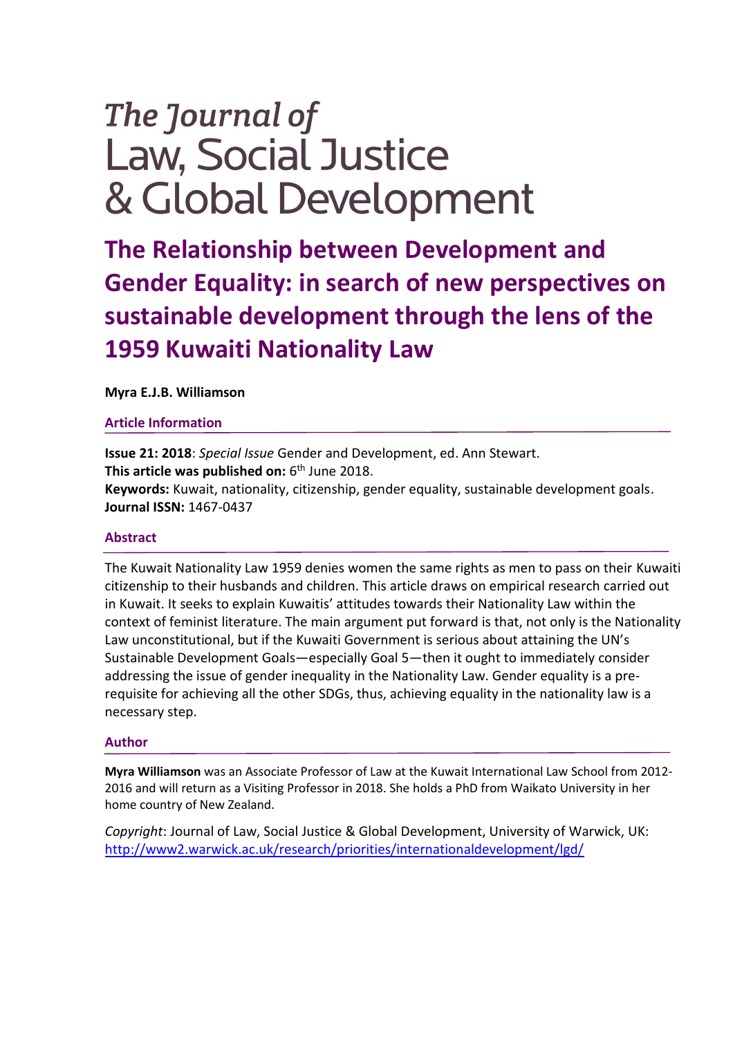*The Journal of*
Law, Social Justice
& Global Development

# The Relationship between Development and Gender Equality: in search of new perspectives on sustainable development through the lens of the 1959 Kuwaiti Nationality Law

**Myra E.J.B. Williamson**

## Article Information

**Issue 21: 2018**: *Special Issue* Gender and Development, ed. Ann Stewart.
**This article was published on:** 6th June 2018.
**Keywords:** Kuwait, nationality, citizenship, gender equality, sustainable development goals.
**Journal ISSN:** 1467-0437

## Abstract

The Kuwait Nationality Law 1959 denies women the same rights as men to pass on their Kuwaiti citizenship to their husbands and children. This article draws on empirical research carried out in Kuwait. It seeks to explain Kuwaitis' attitudes towards their Nationality Law within the context of feminist literature. The main argument put forward is that, not only is the Nationality Law unconstitutional, but if the Kuwaiti Government is serious about attaining the UN's Sustainable Development Goals—especially Goal 5—then it ought to immediately consider addressing the issue of gender inequality in the Nationality Law. Gender equality is a pre-requisite for achieving all the other SDGs, thus, achieving equality in the nationality law is a necessary step.

## Author

**Myra Williamson** was an Associate Professor of Law at the Kuwait International Law School from 2012-2016 and will return as a Visiting Professor in 2018. She holds a PhD from Waikato University in her home country of New Zealand.

*Copyright*: Journal of Law, Social Justice & Global Development, University of Warwick, UK: http://www2.warwick.ac.uk/research/priorities/internationaldevelopment/lgd/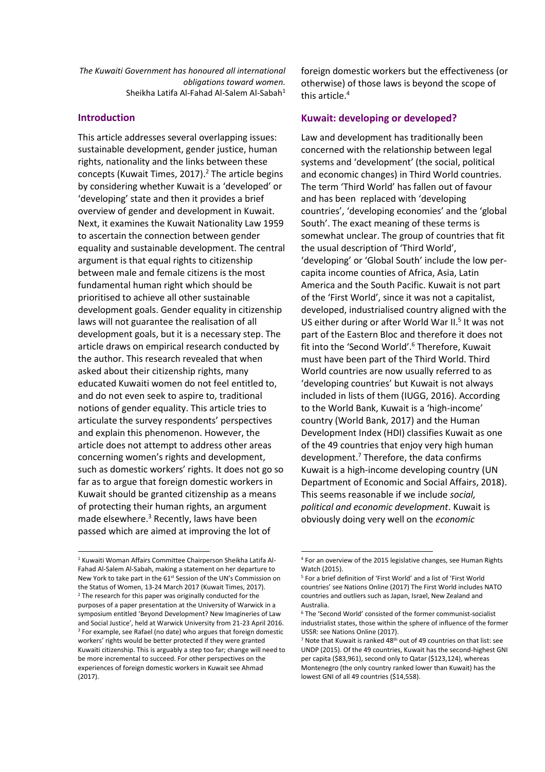*The Kuwaiti Government has honoured all international obligations toward women.*
Sheikha Latifa Al-Fahad Al-Salem Al-Sabah[1]

## Introduction

This article addresses several overlapping issues: sustainable development, gender justice, human rights, nationality and the links between these concepts (Kuwait Times, 2017).[2] The article begins by considering whether Kuwait is a 'developed' or 'developing' state and then it provides a brief overview of gender and development in Kuwait. Next, it examines the Kuwait Nationality Law 1959 to ascertain the connection between gender equality and sustainable development. The central argument is that equal rights to citizenship between male and female citizens is the most fundamental human right which should be prioritised to achieve all other sustainable development goals. Gender equality in citizenship laws will not guarantee the realisation of all development goals, but it is a necessary step. The article draws on empirical research conducted by the author. This research revealed that when asked about their citizenship rights, many educated Kuwaiti women do not feel entitled to, and do not even seek to aspire to, traditional notions of gender equality. This article tries to articulate the survey respondents' perspectives and explain this phenomenon. However, the article does not attempt to address other areas concerning women's rights and development, such as domestic workers' rights. It does not go so far as to argue that foreign domestic workers in Kuwait should be granted citizenship as a means of protecting their human rights, an argument made elsewhere.[3] Recently, laws have been passed which are aimed at improving the lot of foreign domestic workers but the effectiveness (or otherwise) of those laws is beyond the scope of this article.[4]

## Kuwait: developing or developed?

Law and development has traditionally been concerned with the relationship between legal systems and 'development' (the social, political and economic changes) in Third World countries. The term 'Third World' has fallen out of favour and has been replaced with 'developing countries', 'developing economies' and the 'global South'. The exact meaning of these terms is somewhat unclear. The group of countries that fit the usual description of 'Third World', 'developing' or 'Global South' include the low per-capita income counties of Africa, Asia, Latin America and the South Pacific. Kuwait is not part of the 'First World', since it was not a capitalist, developed, industrialised country aligned with the US either during or after World War II.[5] It was not part of the Eastern Bloc and therefore it does not fit into the 'Second World'.[6] Therefore, Kuwait must have been part of the Third World. Third World countries are now usually referred to as 'developing countries' but Kuwait is not always included in lists of them (IUGG, 2016). According to the World Bank, Kuwait is a 'high-income' country (World Bank, 2017) and the Human Development Index (HDI) classifies Kuwait as one of the 49 countries that enjoy very high human development.[7] Therefore, the data confirms Kuwait is a high-income developing country (UN Department of Economic and Social Affairs, 2018). This seems reasonable if we include *social, political and economic development*. Kuwait is obviously doing very well on the *economic*

---

[1] Kuwaiti Woman Affairs Committee Chairperson Sheikha Latifa Al-Fahad Al-Salem Al-Sabah, making a statement on her departure to New York to take part in the 61st Session of the UN's Commission on the Status of Women, 13-24 March 2017 (Kuwait Times, 2017).

[2] The research for this paper was originally conducted for the purposes of a paper presentation at the University of Warwick in a symposium entitled 'Beyond Development? New Imagineries of Law and Social Justice', held at Warwick University from 21-23 April 2016.

[3] For example, see Rafael (no date) who argues that foreign domestic workers' rights would be better protected if they were granted Kuwaiti citizenship. This is arguably a step too far; change will need to be more incremental to succeed. For other perspectives on the experiences of foreign domestic workers in Kuwait see Ahmad (2017).

[4] For an overview of the 2015 legislative changes, see Human Rights Watch (2015).

[5] For a brief definition of 'First World' and a list of 'First World countries' see Nations Online (2017) The First World includes NATO countries and outliers such as Japan, Israel, New Zealand and Australia.

[6] The 'Second World' consisted of the former communist-socialist industrialist states, those within the sphere of influence of the former USSR: see Nations Online (2017).

[7] Note that Kuwait is ranked 48th out of 49 countries on that list: see UNDP (2015). Of the 49 countries, Kuwait has the second-highest GNI per capita ($83,961), second only to Qatar ($123,124), whereas Montenegro (the only country ranked lower than Kuwait) has the lowest GNI of all 49 countries ($14,558).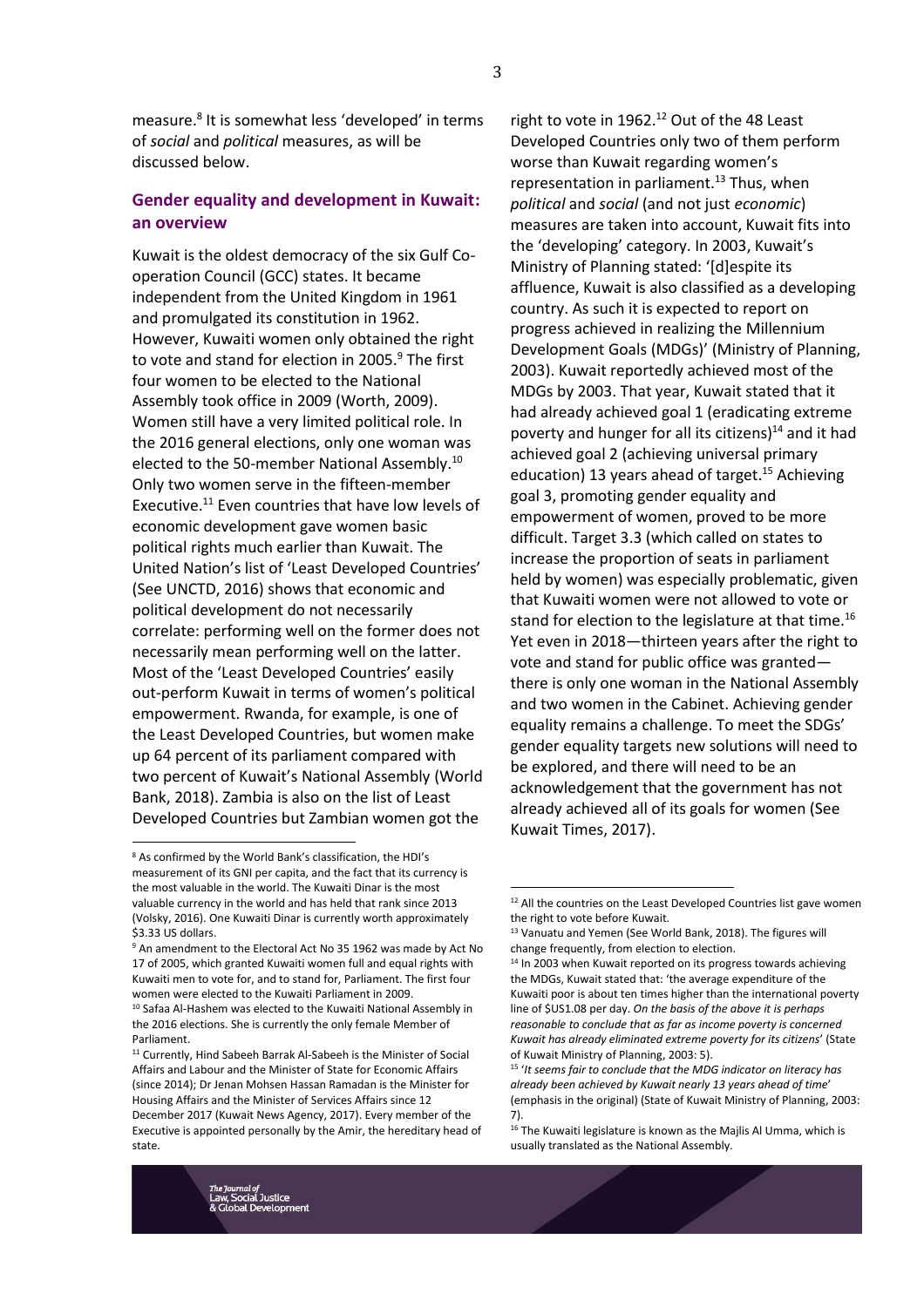measure.[8] It is somewhat less 'developed' in terms of *social* and *political* measures, as will be discussed below.

## Gender equality and development in Kuwait: an overview

Kuwait is the oldest democracy of the six Gulf Co-operation Council (GCC) states. It became independent from the United Kingdom in 1961 and promulgated its constitution in 1962. However, Kuwaiti women only obtained the right to vote and stand for election in 2005.[9] The first four women to be elected to the National Assembly took office in 2009 (Worth, 2009). Women still have a very limited political role. In the 2016 general elections, only one woman was elected to the 50-member National Assembly.[10] Only two women serve in the fifteen-member Executive.[11] Even countries that have low levels of economic development gave women basic political rights much earlier than Kuwait. The United Nation's list of 'Least Developed Countries' (See UNCTD, 2016) shows that economic and political development do not necessarily correlate: performing well on the former does not necessarily mean performing well on the latter. Most of the 'Least Developed Countries' easily out-perform Kuwait in terms of women's political empowerment. Rwanda, for example, is one of the Least Developed Countries, but women make up 64 percent of its parliament compared with two percent of Kuwait's National Assembly (World Bank, 2018). Zambia is also on the list of Least Developed Countries but Zambian women got the right to vote in 1962.[12] Out of the 48 Least Developed Countries only two of them perform worse than Kuwait regarding women's representation in parliament.[13] Thus, when *political* and *social* (and not just *economic*) measures are taken into account, Kuwait fits into the 'developing' category. In 2003, Kuwait's Ministry of Planning stated: '[d]espite its affluence, Kuwait is also classified as a developing country. As such it is expected to report on progress achieved in realizing the Millennium Development Goals (MDGs)' (Ministry of Planning, 2003). Kuwait reportedly achieved most of the MDGs by 2003. That year, Kuwait stated that it had already achieved goal 1 (eradicating extreme poverty and hunger for all its citizens)[14] and it had achieved goal 2 (achieving universal primary education) 13 years ahead of target.[15] Achieving goal 3, promoting gender equality and empowerment of women, proved to be more difficult. Target 3.3 (which called on states to increase the proportion of seats in parliament held by women) was especially problematic, given that Kuwaiti women were not allowed to vote or stand for election to the legislature at that time.[16] Yet even in 2018—thirteen years after the right to vote and stand for public office was granted—there is only one woman in the National Assembly and two women in the Cabinet. Achieving gender equality remains a challenge. To meet the SDGs' gender equality targets new solutions will need to be explored, and there will need to be an acknowledgement that the government has not already achieved all of its goals for women (See Kuwait Times, 2017).

---

[8] As confirmed by the World Bank's classification, the HDI's measurement of its GNI per capita, and the fact that its currency is the most valuable in the world. The Kuwaiti Dinar is the most valuable currency in the world and has held that rank since 2013 (Volsky, 2016). One Kuwaiti Dinar is currently worth approximately $3.33 US dollars.

[9] An amendment to the Electoral Act No 35 1962 was made by Act No 17 of 2005, which granted Kuwaiti women full and equal rights with Kuwaiti men to vote for, and to stand for, Parliament. The first four women were elected to the Kuwaiti Parliament in 2009.

[10] Safaa Al-Hashem was elected to the Kuwaiti National Assembly in the 2016 elections. She is currently the only female Member of Parliament.

[11] Currently, Hind Sabeeh Barrak Al-Sabeeh is the Minister of Social Affairs and Labour and the Minister of State for Economic Affairs (since 2014); Dr Jenan Mohsen Hassan Ramadan is the Minister for Housing Affairs and the Minister of Services Affairs since 12 December 2017 (Kuwait News Agency, 2017). Every member of the Executive is appointed personally by the Amir, the hereditary head of state.

[12] All the countries on the Least Developed Countries list gave women the right to vote before Kuwait.

[13] Vanuatu and Yemen (See World Bank, 2018). The figures will change frequently, from election to election.

[14] In 2003 when Kuwait reported on its progress towards achieving the MDGs, Kuwait stated that: 'the average expenditure of the Kuwaiti poor is about ten times higher than the international poverty line of $US1.08 per day. *On the basis of the above it is perhaps reasonable to conclude that as far as income poverty is concerned Kuwait has already eliminated extreme poverty for its citizens*' (State of Kuwait Ministry of Planning, 2003: 5).

[15] '*It seems fair to conclude that the MDG indicator on literacy has already been achieved by Kuwait nearly 13 years ahead of time*' (emphasis in the original) (State of Kuwait Ministry of Planning, 2003: 7).

[16] The Kuwaiti legislature is known as the Majlis Al Umma, which is usually translated as the National Assembly.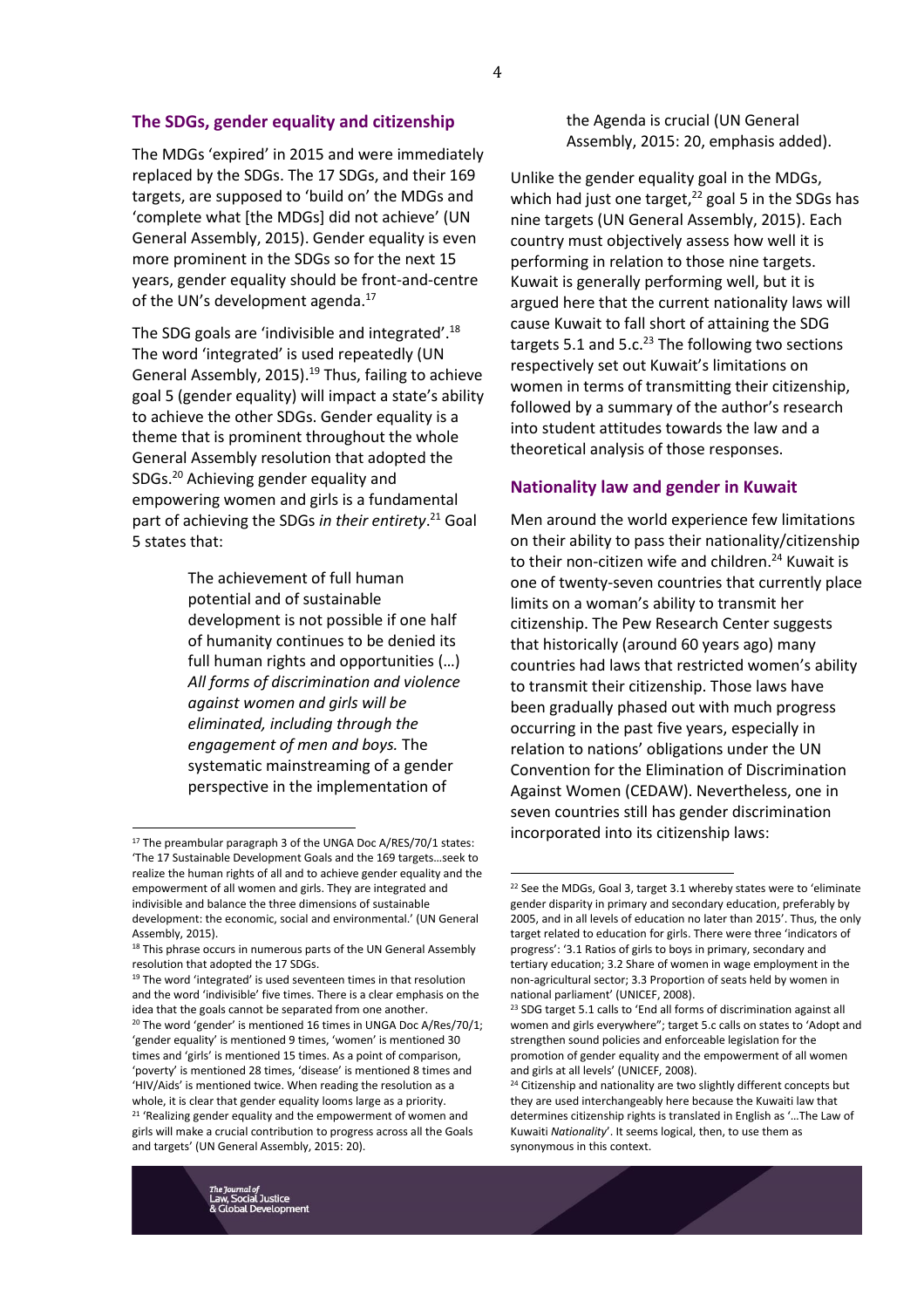## The SDGs, gender equality and citizenship

The MDGs 'expired' in 2015 and were immediately replaced by the SDGs. The 17 SDGs, and their 169 targets, are supposed to 'build on' the MDGs and 'complete what [the MDGs] did not achieve' (UN General Assembly, 2015). Gender equality is even more prominent in the SDGs so for the next 15 years, gender equality should be front-and-centre of the UN's development agenda.[17]

The SDG goals are 'indivisible and integrated'.[18] The word 'integrated' is used repeatedly (UN General Assembly, 2015).[19] Thus, failing to achieve goal 5 (gender equality) will impact a state's ability to achieve the other SDGs. Gender equality is a theme that is prominent throughout the whole General Assembly resolution that adopted the SDGs.[20] Achieving gender equality and empowering women and girls is a fundamental part of achieving the SDGs *in their entirety*.[21] Goal 5 states that:

> The achievement of full human potential and of sustainable development is not possible if one half of humanity continues to be denied its full human rights and opportunities (…) *All forms of discrimination and violence against women and girls will be eliminated, including through the engagement of men and boys.* The systematic mainstreaming of a gender perspective in the implementation of the Agenda is crucial (UN General Assembly, 2015: 20, emphasis added).

Unlike the gender equality goal in the MDGs, which had just one target,[22] goal 5 in the SDGs has nine targets (UN General Assembly, 2015). Each country must objectively assess how well it is performing in relation to those nine targets. Kuwait is generally performing well, but it is argued here that the current nationality laws will cause Kuwait to fall short of attaining the SDG targets 5.1 and 5.c.[23] The following two sections respectively set out Kuwait's limitations on women in terms of transmitting their citizenship, followed by a summary of the author's research into student attitudes towards the law and a theoretical analysis of those responses.

## Nationality law and gender in Kuwait

Men around the world experience few limitations on their ability to pass their nationality/citizenship to their non-citizen wife and children.[24] Kuwait is one of twenty-seven countries that currently place limits on a woman's ability to transmit her citizenship. The Pew Research Center suggests that historically (around 60 years ago) many countries had laws that restricted women's ability to transmit their citizenship. Those laws have been gradually phased out with much progress occurring in the past five years, especially in relation to nations' obligations under the UN Convention for the Elimination of Discrimination Against Women (CEDAW). Nevertheless, one in seven countries still has gender discrimination incorporated into its citizenship laws:

---

[17] The preambular paragraph 3 of the UNGA Doc A/RES/70/1 states: 'The 17 Sustainable Development Goals and the 169 targets…seek to realize the human rights of all and to achieve gender equality and the empowerment of all women and girls. They are integrated and indivisible and balance the three dimensions of sustainable development: the economic, social and environmental.' (UN General Assembly, 2015).

[18] This phrase occurs in numerous parts of the UN General Assembly resolution that adopted the 17 SDGs.

[19] The word 'integrated' is used seventeen times in that resolution and the word 'indivisible' five times. There is a clear emphasis on the idea that the goals cannot be separated from one another.

[20] The word 'gender' is mentioned 16 times in UNGA Doc A/Res/70/1; 'gender equality' is mentioned 9 times, 'women' is mentioned 30 times and 'girls' is mentioned 15 times. As a point of comparison, 'poverty' is mentioned 28 times, 'disease' is mentioned 8 times and 'HIV/Aids' is mentioned twice. When reading the resolution as a whole, it is clear that gender equality looms large as a priority.

[21] 'Realizing gender equality and the empowerment of women and girls will make a crucial contribution to progress across all the Goals and targets' (UN General Assembly, 2015: 20).

[22] See the MDGs, Goal 3, target 3.1 whereby states were to 'eliminate gender disparity in primary and secondary education, preferably by 2005, and in all levels of education no later than 2015'. Thus, the only target related to education for girls. There were three 'indicators of progress': '3.1 Ratios of girls to boys in primary, secondary and tertiary education; 3.2 Share of women in wage employment in the non-agricultural sector; 3.3 Proportion of seats held by women in national parliament' (UNICEF, 2008).

[23] SDG target 5.1 calls to 'End all forms of discrimination against all women and girls everywhere"; target 5.c calls on states to 'Adopt and strengthen sound policies and enforceable legislation for the promotion of gender equality and the empowerment of all women and girls at all levels' (UNICEF, 2008).

[24] Citizenship and nationality are two slightly different concepts but they are used interchangeably here because the Kuwaiti law that determines citizenship rights is translated in English as '…The Law of Kuwaiti *Nationality*'. It seems logical, then, to use them as synonymous in this context.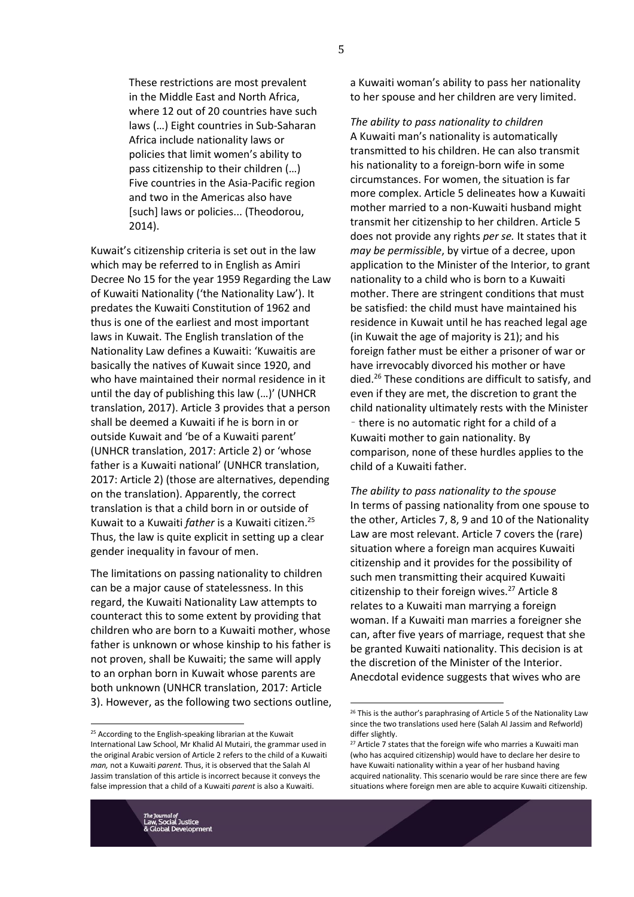> These restrictions are most prevalent in the Middle East and North Africa, where 12 out of 20 countries have such laws (…) Eight countries in Sub-Saharan Africa include nationality laws or policies that limit women's ability to pass citizenship to their children (…) Five countries in the Asia-Pacific region and two in the Americas also have [such] laws or policies... (Theodorou, 2014).

Kuwait's citizenship criteria is set out in the law which may be referred to in English as Amiri Decree No 15 for the year 1959 Regarding the Law of Kuwaiti Nationality ('the Nationality Law'). It predates the Kuwaiti Constitution of 1962 and thus is one of the earliest and most important laws in Kuwait. The English translation of the Nationality Law defines a Kuwaiti: 'Kuwaitis are basically the natives of Kuwait since 1920, and who have maintained their normal residence in it until the day of publishing this law (…)' (UNHCR translation, 2017). Article 3 provides that a person shall be deemed a Kuwaiti if he is born in or outside Kuwait and 'be of a Kuwaiti parent' (UNHCR translation, 2017: Article 2) or 'whose father is a Kuwaiti national' (UNHCR translation, 2017: Article 2) (those are alternatives, depending on the translation). Apparently, the correct translation is that a child born in or outside of Kuwait to a Kuwaiti *father* is a Kuwaiti citizen.[25] Thus, the law is quite explicit in setting up a clear gender inequality in favour of men.

The limitations on passing nationality to children can be a major cause of statelessness. In this regard, the Kuwaiti Nationality Law attempts to counteract this to some extent by providing that children who are born to a Kuwaiti mother, whose father is unknown or whose kinship to his father is not proven, shall be Kuwaiti; the same will apply to an orphan born in Kuwait whose parents are both unknown (UNHCR translation, 2017: Article 3). However, as the following two sections outline, a Kuwaiti woman's ability to pass her nationality to her spouse and her children are very limited.

*The ability to pass nationality to children*

A Kuwaiti man's nationality is automatically transmitted to his children. He can also transmit his nationality to a foreign-born wife in some circumstances. For women, the situation is far more complex. Article 5 delineates how a Kuwaiti mother married to a non-Kuwaiti husband might transmit her citizenship to her children. Article 5 does not provide any rights *per se.* It states that it *may be permissible*, by virtue of a decree, upon application to the Minister of the Interior, to grant nationality to a child who is born to a Kuwaiti mother. There are stringent conditions that must be satisfied: the child must have maintained his residence in Kuwait until he has reached legal age (in Kuwait the age of majority is 21); and his foreign father must be either a prisoner of war or have irrevocably divorced his mother or have died.[26] These conditions are difficult to satisfy, and even if they are met, the discretion to grant the child nationality ultimately rests with the Minister – there is no automatic right for a child of a Kuwaiti mother to gain nationality. By comparison, none of these hurdles applies to the child of a Kuwaiti father.

*The ability to pass nationality to the spouse*

In terms of passing nationality from one spouse to the other, Articles 7, 8, 9 and 10 of the Nationality Law are most relevant. Article 7 covers the (rare) situation where a foreign man acquires Kuwaiti citizenship and it provides for the possibility of such men transmitting their acquired Kuwaiti citizenship to their foreign wives.[27] Article 8 relates to a Kuwaiti man marrying a foreign woman. If a Kuwaiti man marries a foreigner she can, after five years of marriage, request that she be granted Kuwaiti nationality. This decision is at the discretion of the Minister of the Interior. Anecdotal evidence suggests that wives who are

---

[25] According to the English-speaking librarian at the Kuwait International Law School, Mr Khalid Al Mutairi, the grammar used in the original Arabic version of Article 2 refers to the child of a Kuwaiti *man,* not a Kuwaiti *parent.* Thus, it is observed that the Salah Al Jassim translation of this article is incorrect because it conveys the false impression that a child of a Kuwaiti *parent* is also a Kuwaiti.

[26] This is the author's paraphrasing of Article 5 of the Nationality Law since the two translations used here (Salah Al Jassim and Refworld) differ slightly.

[27] Article 7 states that the foreign wife who marries a Kuwaiti man (who has acquired citizenship) would have to declare her desire to have Kuwaiti nationality within a year of her husband having acquired nationality. This scenario would be rare since there are few situations where foreign men are able to acquire Kuwaiti citizenship.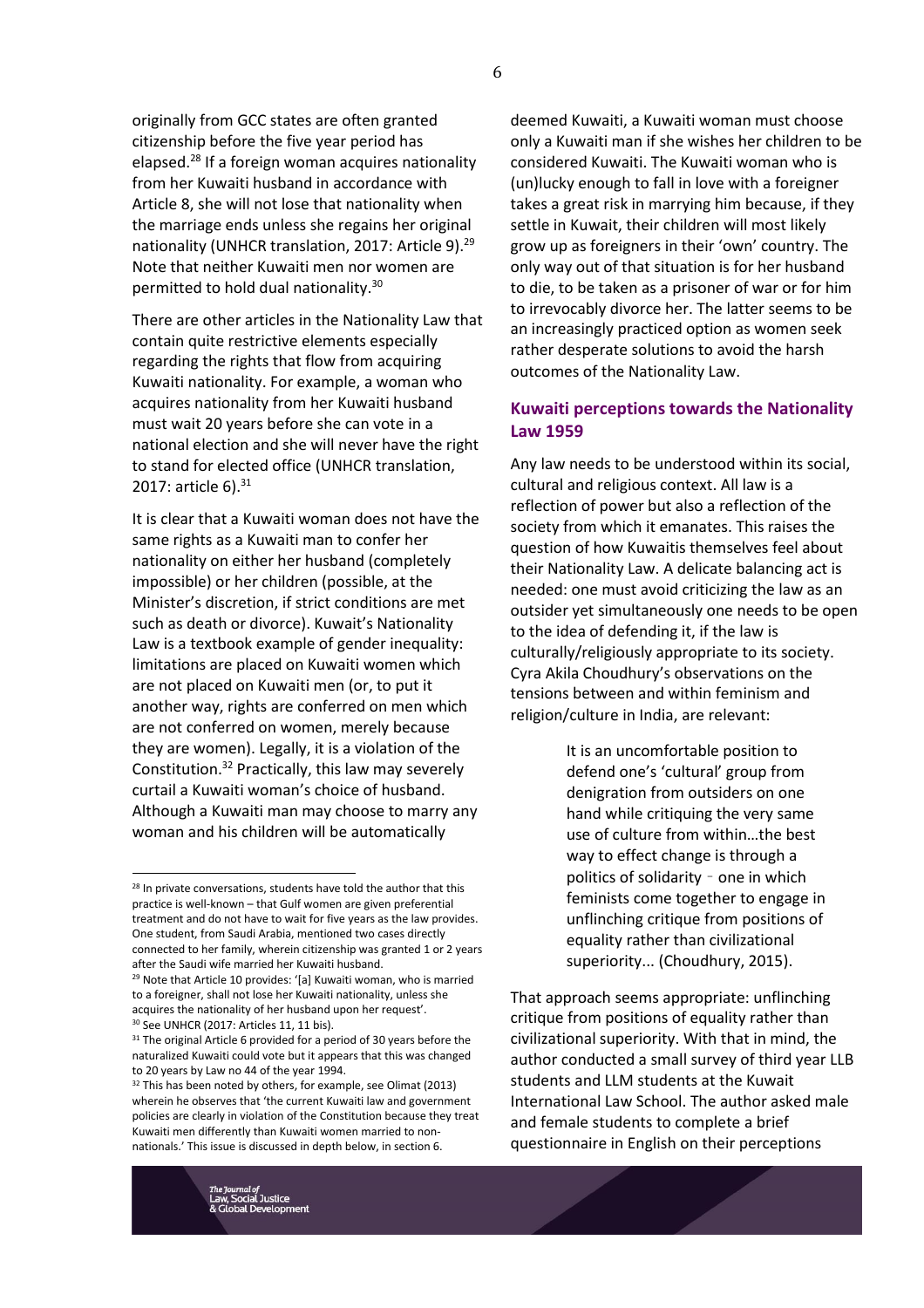originally from GCC states are often granted citizenship before the five year period has elapsed.[28] If a foreign woman acquires nationality from her Kuwaiti husband in accordance with Article 8, she will not lose that nationality when the marriage ends unless she regains her original nationality (UNHCR translation, 2017: Article 9).[29] Note that neither Kuwaiti men nor women are permitted to hold dual nationality.[30]

There are other articles in the Nationality Law that contain quite restrictive elements especially regarding the rights that flow from acquiring Kuwaiti nationality. For example, a woman who acquires nationality from her Kuwaiti husband must wait 20 years before she can vote in a national election and she will never have the right to stand for elected office (UNHCR translation, 2017: article 6).[31]

It is clear that a Kuwaiti woman does not have the same rights as a Kuwaiti man to confer her nationality on either her husband (completely impossible) or her children (possible, at the Minister's discretion, if strict conditions are met such as death or divorce). Kuwait's Nationality Law is a textbook example of gender inequality: limitations are placed on Kuwaiti women which are not placed on Kuwaiti men (or, to put it another way, rights are conferred on men which are not conferred on women, merely because they are women). Legally, it is a violation of the Constitution.[32] Practically, this law may severely curtail a Kuwaiti woman's choice of husband. Although a Kuwaiti man may choose to marry any woman and his children will be automatically deemed Kuwaiti, a Kuwaiti woman must choose only a Kuwaiti man if she wishes her children to be considered Kuwaiti. The Kuwaiti woman who is (un)lucky enough to fall in love with a foreigner takes a great risk in marrying him because, if they settle in Kuwait, their children will most likely grow up as foreigners in their 'own' country. The only way out of that situation is for her husband to die, to be taken as a prisoner of war or for him to irrevocably divorce her. The latter seems to be an increasingly practiced option as women seek rather desperate solutions to avoid the harsh outcomes of the Nationality Law.

## Kuwaiti perceptions towards the Nationality Law 1959

Any law needs to be understood within its social, cultural and religious context. All law is a reflection of power but also a reflection of the society from which it emanates. This raises the question of how Kuwaitis themselves feel about their Nationality Law. A delicate balancing act is needed: one must avoid criticizing the law as an outsider yet simultaneously one needs to be open to the idea of defending it, if the law is culturally/religiously appropriate to its society. Cyra Akila Choudhury's observations on the tensions between and within feminism and religion/culture in India, are relevant:

> It is an uncomfortable position to defend one's 'cultural' group from denigration from outsiders on one hand while critiquing the very same use of culture from within…the best way to effect change is through a politics of solidarity - one in which feminists come together to engage in unflinching critique from positions of equality rather than civilizational superiority... (Choudhury, 2015).

That approach seems appropriate: unflinching critique from positions of equality rather than civilizational superiority. With that in mind, the author conducted a small survey of third year LLB students and LLM students at the Kuwait International Law School. The author asked male and female students to complete a brief questionnaire in English on their perceptions

---

[28] In private conversations, students have told the author that this practice is well-known – that Gulf women are given preferential treatment and do not have to wait for five years as the law provides. One student, from Saudi Arabia, mentioned two cases directly connected to her family, wherein citizenship was granted 1 or 2 years after the Saudi wife married her Kuwaiti husband.

[29] Note that Article 10 provides: '[a] Kuwaiti woman, who is married to a foreigner, shall not lose her Kuwaiti nationality, unless she acquires the nationality of her husband upon her request'.

[30] See UNHCR (2017: Articles 11, 11 bis).

[31] The original Article 6 provided for a period of 30 years before the naturalized Kuwaiti could vote but it appears that this was changed to 20 years by Law no 44 of the year 1994.

[32] This has been noted by others, for example, see Olimat (2013) wherein he observes that 'the current Kuwait law and government policies are clearly in violation of the Constitution because they treat Kuwaiti men differently than Kuwaiti women married to non-nationals.' This issue is discussed in depth below, in section 6.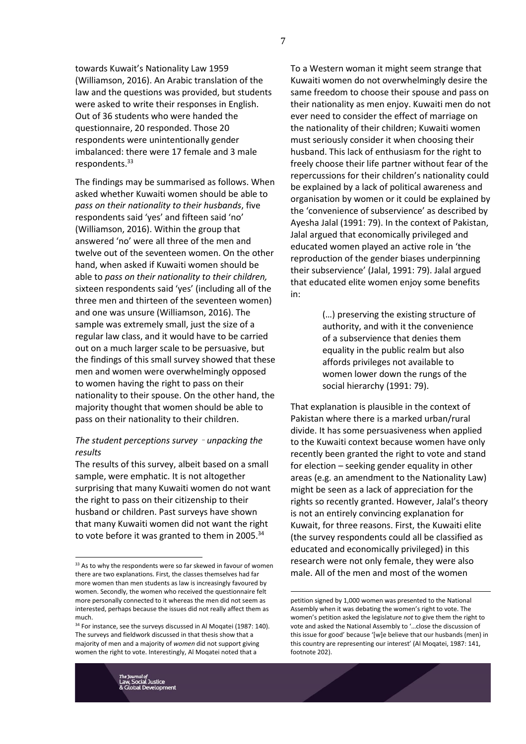towards Kuwait's Nationality Law 1959 (Williamson, 2016). An Arabic translation of the law and the questions was provided, but students were asked to write their responses in English. Out of 36 students who were handed the questionnaire, 20 responded. Those 20 respondents were unintentionally gender imbalanced: there were 17 female and 3 male respondents.[33]

The findings may be summarised as follows. When asked whether Kuwaiti women should be able to *pass on their nationality to their husbands*, five respondents said 'yes' and fifteen said 'no' (Williamson, 2016). Within the group that answered 'no' were all three of the men and twelve out of the seventeen women. On the other hand, when asked if Kuwaiti women should be able to *pass on their nationality to their children,* sixteen respondents said 'yes' (including all of the three men and thirteen of the seventeen women) and one was unsure (Williamson, 2016). The sample was extremely small, just the size of a regular law class, and it would have to be carried out on a much larger scale to be persuasive, but the findings of this small survey showed that these men and women were overwhelmingly opposed to women having the right to pass on their nationality to their spouse. On the other hand, the majority thought that women should be able to pass on their nationality to their children.

### *The student perceptions survey – unpacking the results*

The results of this survey, albeit based on a small sample, were emphatic. It is not altogether surprising that many Kuwaiti women do not want the right to pass on their citizenship to their husband or children. Past surveys have shown that many Kuwaiti women did not want the right to vote before it was granted to them in 2005.[34]

To a Western woman it might seem strange that Kuwaiti women do not overwhelmingly desire the same freedom to choose their spouse and pass on their nationality as men enjoy. Kuwaiti men do not ever need to consider the effect of marriage on the nationality of their children; Kuwaiti women must seriously consider it when choosing their husband. This lack of enthusiasm for the right to freely choose their life partner without fear of the repercussions for their children's nationality could be explained by a lack of political awareness and organisation by women or it could be explained by the 'convenience of subservience' as described by Ayesha Jalal (1991: 79). In the context of Pakistan, Jalal argued that economically privileged and educated women played an active role in 'the reproduction of the gender biases underpinning their subservience' (Jalal, 1991: 79). Jalal argued that educated elite women enjoy some benefits in:

> (…) preserving the existing structure of authority, and with it the convenience of a subservience that denies them equality in the public realm but also affords privileges not available to women lower down the rungs of the social hierarchy (1991: 79).

That explanation is plausible in the context of Pakistan where there is a marked urban/rural divide. It has some persuasiveness when applied to the Kuwaiti context because women have only recently been granted the right to vote and stand for election – seeking gender equality in other areas (e.g. an amendment to the Nationality Law) might be seen as a lack of appreciation for the rights so recently granted. However, Jalal's theory is not an entirely convincing explanation for Kuwait, for three reasons. First, the Kuwaiti elite (the survey respondents could all be classified as educated and economically privileged) in this research were not only female, they were also male. All of the men and most of the women

---

[33] As to why the respondents were so far skewed in favour of women there are two explanations. First, the classes themselves had far more women than men students as law is increasingly favoured by women. Secondly, the women who received the questionnaire felt more personally connected to it whereas the men did not seem as interested, perhaps because the issues did not really affect them as much.

[34] For instance, see the surveys discussed in Al Moqatei (1987: 140). The surveys and fieldwork discussed in that thesis show that a majority of men and a majority of *women* did not support giving women the right to vote. Interestingly, Al Moqatei noted that a petition signed by 1,000 women was presented to the National Assembly when it was debating the women's right to vote. The women's petition asked the legislature *not* to give them the right to vote and asked the National Assembly to '…close the discussion of this issue for good' because '[w]e believe that our husbands (men) in this country are representing our interest' (Al Moqatei, 1987: 141, footnote 202).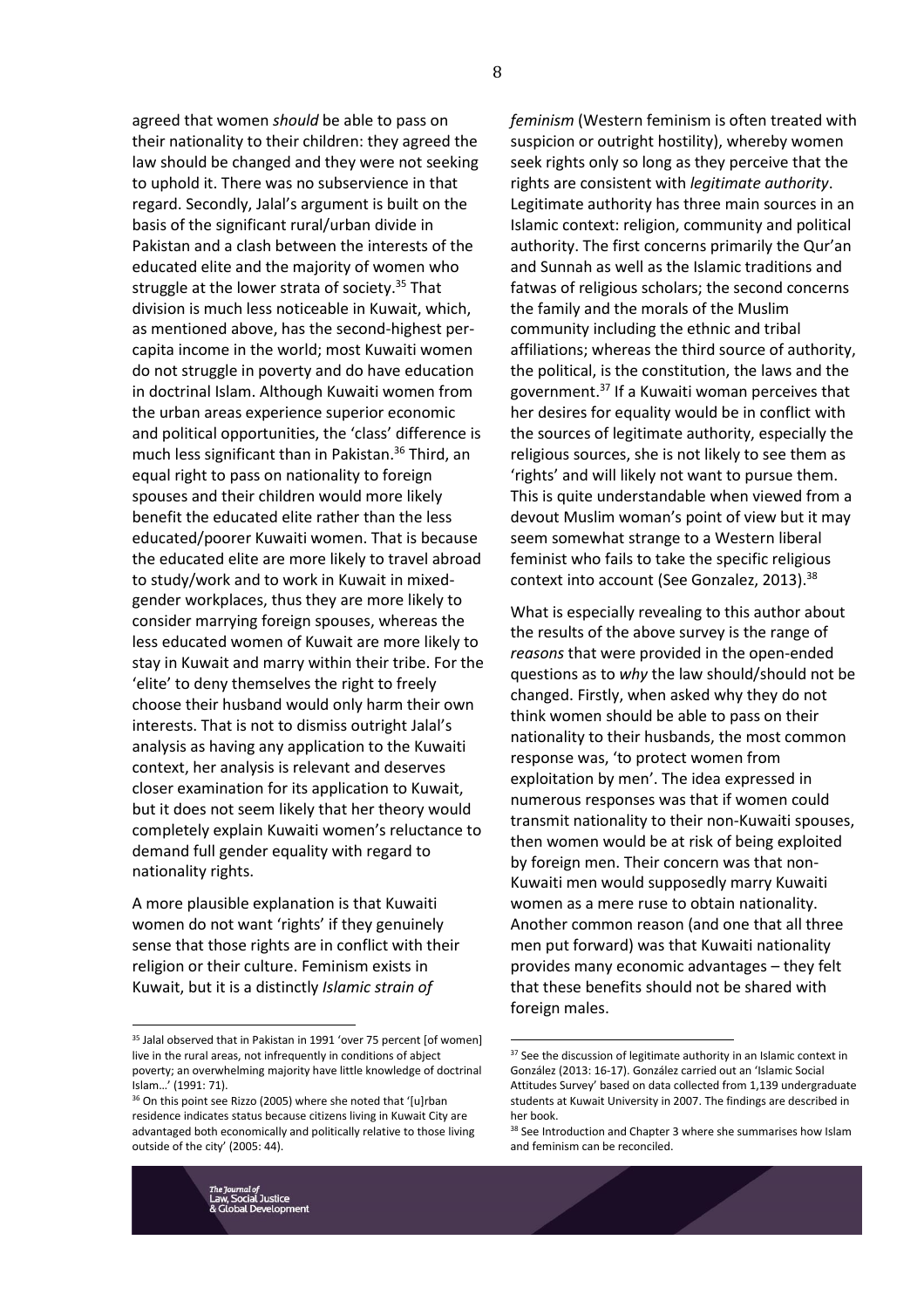agreed that women *should* be able to pass on their nationality to their children: they agreed the law should be changed and they were not seeking to uphold it. There was no subservience in that regard. Secondly, Jalal's argument is built on the basis of the significant rural/urban divide in Pakistan and a clash between the interests of the educated elite and the majority of women who struggle at the lower strata of society.[35] That division is much less noticeable in Kuwait, which, as mentioned above, has the second-highest per-capita income in the world; most Kuwaiti women do not struggle in poverty and do have education in doctrinal Islam. Although Kuwaiti women from the urban areas experience superior economic and political opportunities, the 'class' difference is much less significant than in Pakistan.[36] Third, an equal right to pass on nationality to foreign spouses and their children would more likely benefit the educated elite rather than the less educated/poorer Kuwaiti women. That is because the educated elite are more likely to travel abroad to study/work and to work in Kuwait in mixed-gender workplaces, thus they are more likely to consider marrying foreign spouses, whereas the less educated women of Kuwait are more likely to stay in Kuwait and marry within their tribe. For the 'elite' to deny themselves the right to freely choose their husband would only harm their own interests. That is not to dismiss outright Jalal's analysis as having any application to the Kuwaiti context, her analysis is relevant and deserves closer examination for its application to Kuwait, but it does not seem likely that her theory would completely explain Kuwaiti women's reluctance to demand full gender equality with regard to nationality rights.

A more plausible explanation is that Kuwaiti women do not want 'rights' if they genuinely sense that those rights are in conflict with their religion or their culture. Feminism exists in Kuwait, but it is a distinctly *Islamic strain of feminism* (Western feminism is often treated with suspicion or outright hostility), whereby women seek rights only so long as they perceive that the rights are consistent with *legitimate authority*. Legitimate authority has three main sources in an Islamic context: religion, community and political authority. The first concerns primarily the Qur'an and Sunnah as well as the Islamic traditions and fatwas of religious scholars; the second concerns the family and the morals of the Muslim community including the ethnic and tribal affiliations; whereas the third source of authority, the political, is the constitution, the laws and the government.[37] If a Kuwaiti woman perceives that her desires for equality would be in conflict with the sources of legitimate authority, especially the religious sources, she is not likely to see them as 'rights' and will likely not want to pursue them. This is quite understandable when viewed from a devout Muslim woman's point of view but it may seem somewhat strange to a Western liberal feminist who fails to take the specific religious context into account (See Gonzalez, 2013).[38]

What is especially revealing to this author about the results of the above survey is the range of *reasons* that were provided in the open-ended questions as to *why* the law should/should not be changed. Firstly, when asked why they do not think women should be able to pass on their nationality to their husbands, the most common response was, 'to protect women from exploitation by men'. The idea expressed in numerous responses was that if women could transmit nationality to their non-Kuwaiti spouses, then women would be at risk of being exploited by foreign men. Their concern was that non-Kuwaiti men would supposedly marry Kuwaiti women as a mere ruse to obtain nationality. Another common reason (and one that all three men put forward) was that Kuwaiti nationality provides many economic advantages – they felt that these benefits should not be shared with foreign males.

---

[35] Jalal observed that in Pakistan in 1991 'over 75 percent [of women] live in the rural areas, not infrequently in conditions of abject poverty; an overwhelming majority have little knowledge of doctrinal Islam…' (1991: 71).

[36] On this point see Rizzo (2005) where she noted that '[u]rban residence indicates status because citizens living in Kuwait City are advantaged both economically and politically relative to those living outside of the city' (2005: 44).

[37] See the discussion of legitimate authority in an Islamic context in González (2013: 16-17). González carried out an 'Islamic Social Attitudes Survey' based on data collected from 1,139 undergraduate students at Kuwait University in 2007. The findings are described in her book.

[38] See Introduction and Chapter 3 where she summarises how Islam and feminism can be reconciled.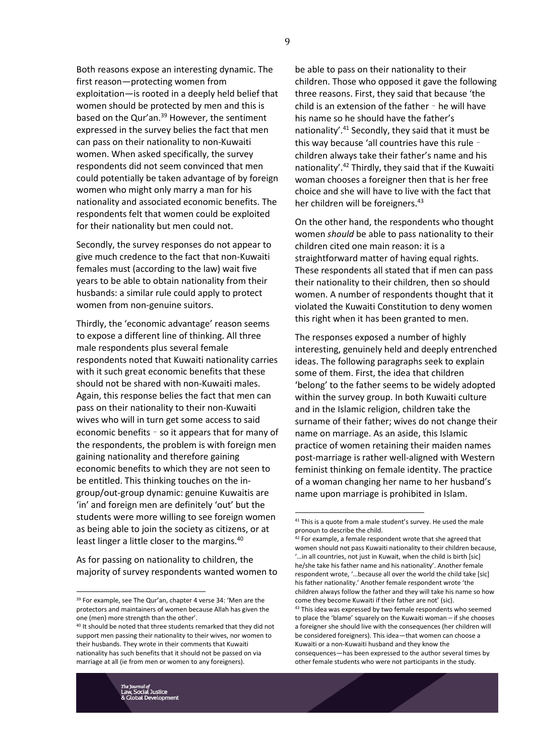Both reasons expose an interesting dynamic. The first reason—protecting women from exploitation—is rooted in a deeply held belief that women should be protected by men and this is based on the Qur'an.[39] However, the sentiment expressed in the survey belies the fact that men can pass on their nationality to non-Kuwaiti women. When asked specifically, the survey respondents did not seem convinced that men could potentially be taken advantage of by foreign women who might only marry a man for his nationality and associated economic benefits. The respondents felt that women could be exploited for their nationality but men could not.

Secondly, the survey responses do not appear to give much credence to the fact that non-Kuwaiti females must (according to the law) wait five years to be able to obtain nationality from their husbands: a similar rule could apply to protect women from non-genuine suitors.

Thirdly, the 'economic advantage' reason seems to expose a different line of thinking. All three male respondents plus several female respondents noted that Kuwaiti nationality carries with it such great economic benefits that these should not be shared with non-Kuwaiti males. Again, this response belies the fact that men can pass on their nationality to their non-Kuwaiti wives who will in turn get some access to said economic benefits – so it appears that for many of the respondents, the problem is with foreign men gaining nationality and therefore gaining economic benefits to which they are not seen to be entitled. This thinking touches on the in-group/out-group dynamic: genuine Kuwaitis are 'in' and foreign men are definitely 'out' but the students were more willing to see foreign women as being able to join the society as citizens, or at least linger a little closer to the margins.[40]

As for passing on nationality to children, the majority of survey respondents wanted women to be able to pass on their nationality to their children. Those who opposed it gave the following three reasons. First, they said that because 'the child is an extension of the father – he will have his name so he should have the father's nationality'.[41] Secondly, they said that it must be this way because 'all countries have this rule – children always take their father's name and his nationality'.[42] Thirdly, they said that if the Kuwaiti woman chooses a foreigner then that is her free choice and she will have to live with the fact that her children will be foreigners.[43]

On the other hand, the respondents who thought women *should* be able to pass nationality to their children cited one main reason: it is a straightforward matter of having equal rights. These respondents all stated that if men can pass their nationality to their children, then so should women. A number of respondents thought that it violated the Kuwaiti Constitution to deny women this right when it has been granted to men.

The responses exposed a number of highly interesting, genuinely held and deeply entrenched ideas. The following paragraphs seek to explain some of them. First, the idea that children 'belong' to the father seems to be widely adopted within the survey group. In both Kuwaiti culture and in the Islamic religion, children take the surname of their father; wives do not change their name on marriage. As an aside, this Islamic practice of women retaining their maiden names post-marriage is rather well-aligned with Western feminist thinking on female identity. The practice of a woman changing her name to her husband's name upon marriage is prohibited in Islam.

---

[39] For example, see The Qur'an, chapter 4 verse 34: 'Men are the protectors and maintainers of women because Allah has given the one (men) more strength than the other'.

[40] It should be noted that three students remarked that they did not support men passing their nationality to their wives, nor women to their husbands. They wrote in their comments that Kuwaiti nationality has such benefits that it should not be passed on via marriage at all (ie from men or women to any foreigners).

[41] This is a quote from a male student's survey. He used the male pronoun to describe the child.

[42] For example, a female respondent wrote that she agreed that women should not pass Kuwaiti nationality to their children because, '…in all countries, not just in Kuwait, when the child is birth [sic] he/she take his father name and his nationality'. Another female respondent wrote, '…because all over the world the child take [sic] his father nationality.' Another female respondent wrote 'the children always follow the father and they will take his name so how come they become Kuwaiti if their father are not' (sic).

[43] This idea was expressed by two female respondents who seemed to place the 'blame' squarely on the Kuwaiti woman – if she chooses a foreigner she should live with the consequences (her children will be considered foreigners). This idea—that women can choose a Kuwaiti or a non-Kuwaiti husband and they know the consequences—has been expressed to the author several times by other female students who were not participants in the study.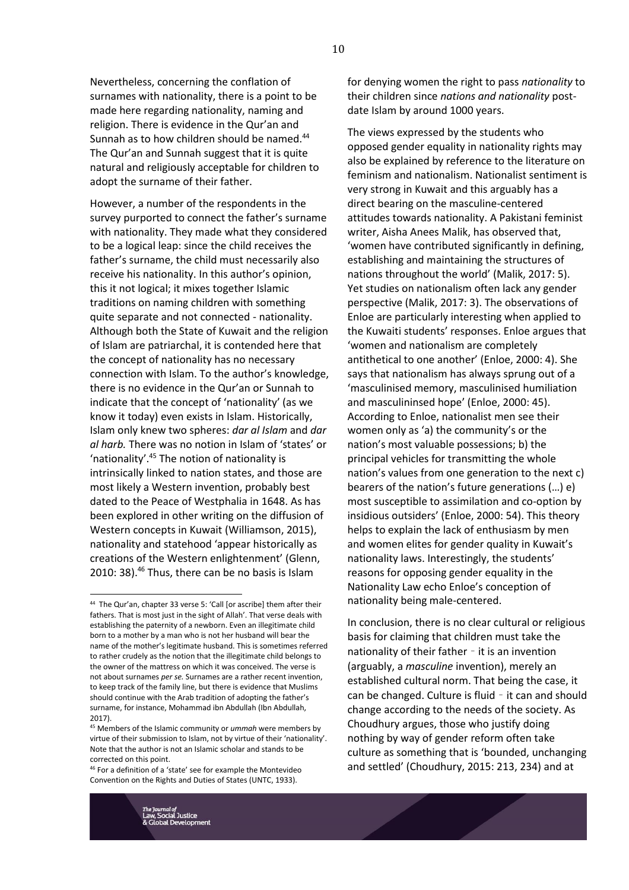Nevertheless, concerning the conflation of surnames with nationality, there is a point to be made here regarding nationality, naming and religion. There is evidence in the Qur'an and Sunnah as to how children should be named.[44] The Qur'an and Sunnah suggest that it is quite natural and religiously acceptable for children to adopt the surname of their father.

However, a number of the respondents in the survey purported to connect the father's surname with nationality. They made what they considered to be a logical leap: since the child receives the father's surname, the child must necessarily also receive his nationality. In this author's opinion, this it not logical; it mixes together Islamic traditions on naming children with something quite separate and not connected - nationality. Although both the State of Kuwait and the religion of Islam are patriarchal, it is contended here that the concept of nationality has no necessary connection with Islam. To the author's knowledge, there is no evidence in the Qur'an or Sunnah to indicate that the concept of 'nationality' (as we know it today) even exists in Islam. Historically, Islam only knew two spheres: *dar al Islam* and *dar al harb.* There was no notion in Islam of 'states' or 'nationality'.[45] The notion of nationality is intrinsically linked to nation states, and those are most likely a Western invention, probably best dated to the Peace of Westphalia in 1648. As has been explored in other writing on the diffusion of Western concepts in Kuwait (Williamson, 2015), nationality and statehood 'appear historically as creations of the Western enlightenment' (Glenn, 2010: 38).[46] Thus, there can be no basis is Islam for denying women the right to pass *nationality* to their children since *nations and nationality* post-date Islam by around 1000 years.

The views expressed by the students who opposed gender equality in nationality rights may also be explained by reference to the literature on feminism and nationalism. Nationalist sentiment is very strong in Kuwait and this arguably has a direct bearing on the masculine-centered attitudes towards nationality. A Pakistani feminist writer, Aisha Anees Malik, has observed that, 'women have contributed significantly in defining, establishing and maintaining the structures of nations throughout the world' (Malik, 2017: 5). Yet studies on nationalism often lack any gender perspective (Malik, 2017: 3). The observations of Enloe are particularly interesting when applied to the Kuwaiti students' responses. Enloe argues that 'women and nationalism are completely antithetical to one another' (Enloe, 2000: 4). She says that nationalism has always sprung out of a 'masculinised memory, masculinised humiliation and masculininsed hope' (Enloe, 2000: 45). According to Enloe, nationalist men see their women only as 'a) the community's or the nation's most valuable possessions; b) the principal vehicles for transmitting the whole nation's values from one generation to the next c) bearers of the nation's future generations (…) e) most susceptible to assimilation and co-option by insidious outsiders' (Enloe, 2000: 54). This theory helps to explain the lack of enthusiasm by men and women elites for gender quality in Kuwait's nationality laws. Interestingly, the students' reasons for opposing gender equality in the Nationality Law echo Enloe's conception of nationality being male-centered.

In conclusion, there is no clear cultural or religious basis for claiming that children must take the nationality of their father – it is an invention (arguably, a *masculine* invention), merely an established cultural norm. That being the case, it can be changed. Culture is fluid – it can and should change according to the needs of the society. As Choudhury argues, those who justify doing nothing by way of gender reform often take culture as something that is 'bounded, unchanging and settled' (Choudhury, 2015: 213, 234) and at

---

[44] The Qur'an, chapter 33 verse 5: 'Call [or ascribe] them after their fathers. That is most just in the sight of Allah'. That verse deals with establishing the paternity of a newborn. Even an illegitimate child born to a mother by a man who is not her husband will bear the name of the mother's legitimate husband. This is sometimes referred to rather crudely as the notion that the illegitimate child belongs to the owner of the mattress on which it was conceived. The verse is not about surnames *per se.* Surnames are a rather recent invention, to keep track of the family line, but there is evidence that Muslims should continue with the Arab tradition of adopting the father's surname, for instance, Mohammad ibn Abdullah (Ibn Abdullah, 2017).

[45] Members of the Islamic community or *ummah* were members by virtue of their submission to Islam, not by virtue of their 'nationality'. Note that the author is not an Islamic scholar and stands to be corrected on this point.

[46] For a definition of a 'state' see for example the Montevideo Convention on the Rights and Duties of States (UNTC, 1933).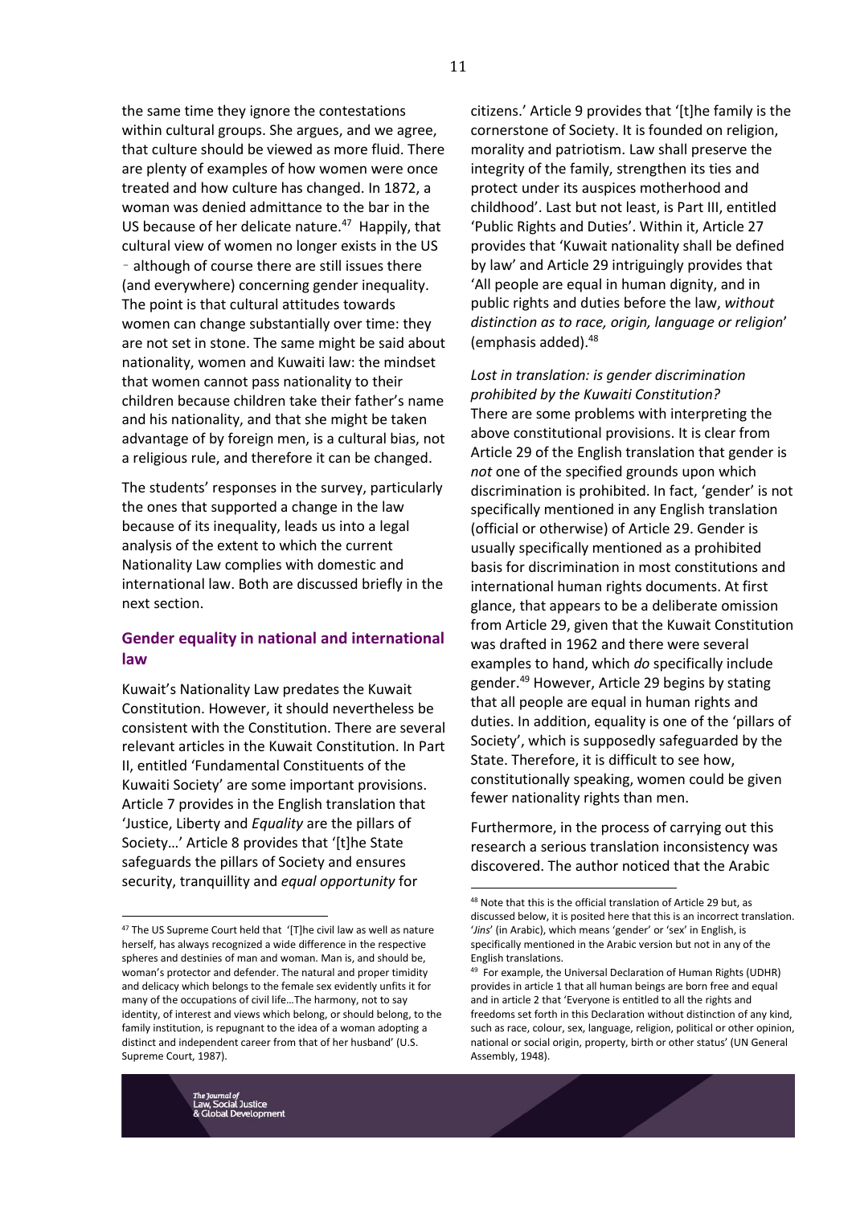the same time they ignore the contestations within cultural groups. She argues, and we agree, that culture should be viewed as more fluid. There are plenty of examples of how women were once treated and how culture has changed. In 1872, a woman was denied admittance to the bar in the US because of her delicate nature.[47] Happily, that cultural view of women no longer exists in the US ‑ although of course there are still issues there (and everywhere) concerning gender inequality. The point is that cultural attitudes towards women can change substantially over time: they are not set in stone. The same might be said about nationality, women and Kuwaiti law: the mindset that women cannot pass nationality to their children because children take their father's name and his nationality, and that she might be taken advantage of by foreign men, is a cultural bias, not a religious rule, and therefore it can be changed.

The students' responses in the survey, particularly the ones that supported a change in the law because of its inequality, leads us into a legal analysis of the extent to which the current Nationality Law complies with domestic and international law. Both are discussed briefly in the next section.

## Gender equality in national and international law

Kuwait's Nationality Law predates the Kuwait Constitution. However, it should nevertheless be consistent with the Constitution. There are several relevant articles in the Kuwait Constitution. In Part II, entitled 'Fundamental Constituents of the Kuwaiti Society' are some important provisions. Article 7 provides in the English translation that 'Justice, Liberty and *Equality* are the pillars of Society…' Article 8 provides that '[t]he State safeguards the pillars of Society and ensures security, tranquillity and *equal opportunity* for citizens.' Article 9 provides that '[t]he family is the cornerstone of Society. It is founded on religion, morality and patriotism. Law shall preserve the integrity of the family, strengthen its ties and protect under its auspices motherhood and childhood'. Last but not least, is Part III, entitled 'Public Rights and Duties'. Within it, Article 27 provides that 'Kuwait nationality shall be defined by law' and Article 29 intriguingly provides that 'All people are equal in human dignity, and in public rights and duties before the law, *without distinction as to race, origin, language or religion*' (emphasis added).[48]

*Lost in translation: is gender discrimination prohibited by the Kuwaiti Constitution?*

There are some problems with interpreting the above constitutional provisions. It is clear from Article 29 of the English translation that gender is *not* one of the specified grounds upon which discrimination is prohibited. In fact, 'gender' is not specifically mentioned in any English translation (official or otherwise) of Article 29. Gender is usually specifically mentioned as a prohibited basis for discrimination in most constitutions and international human rights documents. At first glance, that appears to be a deliberate omission from Article 29, given that the Kuwait Constitution was drafted in 1962 and there were several examples to hand, which *do* specifically include gender.[49] However, Article 29 begins by stating that all people are equal in human rights and duties. In addition, equality is one of the 'pillars of Society', which is supposedly safeguarded by the State. Therefore, it is difficult to see how, constitutionally speaking, women could be given fewer nationality rights than men.

Furthermore, in the process of carrying out this research a serious translation inconsistency was discovered. The author noticed that the Arabic

---

[47] The US Supreme Court held that '[T]he civil law as well as nature herself, has always recognized a wide difference in the respective spheres and destinies of man and woman. Man is, and should be, woman's protector and defender. The natural and proper timidity and delicacy which belongs to the female sex evidently unfits it for many of the occupations of civil life…The harmony, not to say identity, of interest and views which belong, or should belong, to the family institution, is repugnant to the idea of a woman adopting a distinct and independent career from that of her husband' (U.S. Supreme Court, 1987).

[48] Note that this is the official translation of Article 29 but, as discussed below, it is posited here that this is an incorrect translation. '*Jins*' (in Arabic), which means 'gender' or 'sex' in English, is specifically mentioned in the Arabic version but not in any of the English translations.

[49] For example, the Universal Declaration of Human Rights (UDHR) provides in article 1 that all human beings are born free and equal and in article 2 that 'Everyone is entitled to all the rights and freedoms set forth in this Declaration without distinction of any kind, such as race, colour, sex, language, religion, political or other opinion, national or social origin, property, birth or other status' (UN General Assembly, 1948).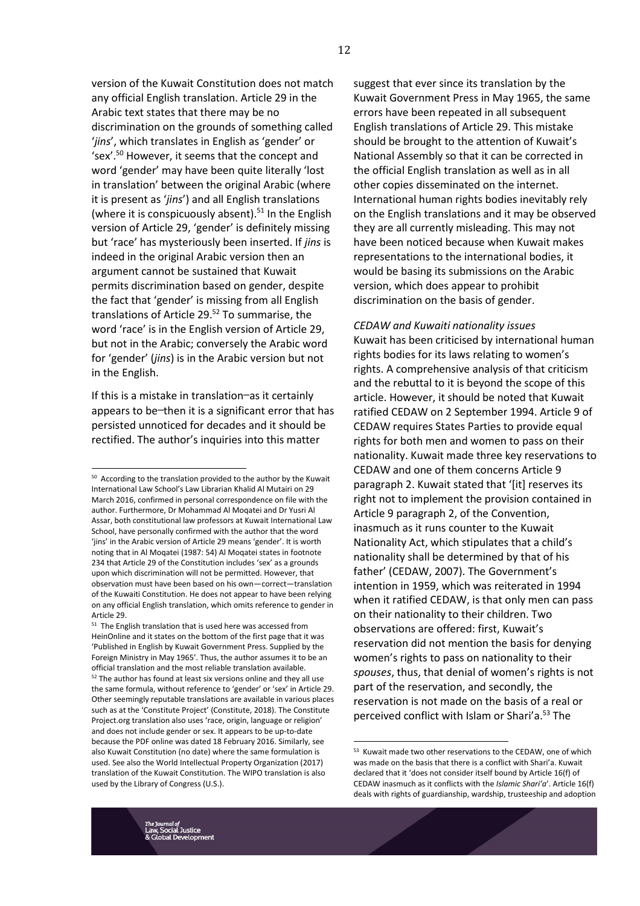version of the Kuwait Constitution does not match any official English translation. Article 29 in the Arabic text states that there may be no discrimination on the grounds of something called '*jins*', which translates in English as 'gender' or 'sex'.[50] However, it seems that the concept and word 'gender' may have been quite literally 'lost in translation' between the original Arabic (where it is present as '*jins*') and all English translations (where it is conspicuously absent).[51] In the English version of Article 29, 'gender' is definitely missing but 'race' has mysteriously been inserted. If *jins* is indeed in the original Arabic version then an argument cannot be sustained that Kuwait permits discrimination based on gender, despite the fact that 'gender' is missing from all English translations of Article 29.[52] To summarise, the word 'race' is in the English version of Article 29, but not in the Arabic; conversely the Arabic word for 'gender' (*jins*) is in the Arabic version but not in the English.

If this is a mistake in translation–as it certainly appears to be–then it is a significant error that has persisted unnoticed for decades and it should be rectified. The author's inquiries into this matter suggest that ever since its translation by the Kuwait Government Press in May 1965, the same errors have been repeated in all subsequent English translations of Article 29. This mistake should be brought to the attention of Kuwait's National Assembly so that it can be corrected in the official English translation as well as in all other copies disseminated on the internet. International human rights bodies inevitably rely on the English translations and it may be observed they are all currently misleading. This may not have been noticed because when Kuwait makes representations to the international bodies, it would be basing its submissions on the Arabic version, which does appear to prohibit discrimination on the basis of gender.

*CEDAW and Kuwaiti nationality issues*

Kuwait has been criticised by international human rights bodies for its laws relating to women's rights. A comprehensive analysis of that criticism and the rebuttal to it is beyond the scope of this article. However, it should be noted that Kuwait ratified CEDAW on 2 September 1994. Article 9 of CEDAW requires States Parties to provide equal rights for both men and women to pass on their nationality. Kuwait made three key reservations to CEDAW and one of them concerns Article 9 paragraph 2. Kuwait stated that '[it] reserves its right not to implement the provision contained in Article 9 paragraph 2, of the Convention, inasmuch as it runs counter to the Kuwait Nationality Act, which stipulates that a child's nationality shall be determined by that of his father' (CEDAW, 2007). The Government's intention in 1959, which was reiterated in 1994 when it ratified CEDAW, is that only men can pass on their nationality to their children. Two observations are offered: first, Kuwait's reservation did not mention the basis for denying women's rights to pass on nationality to their *spouses*, thus, that denial of women's rights is not part of the reservation, and secondly, the reservation is not made on the basis of a real or perceived conflict with Islam or Shari'a.[53] The

---

[50] According to the translation provided to the author by the Kuwait International Law School's Law Librarian Khalid Al Mutairi on 29 March 2016, confirmed in personal correspondence on file with the author. Furthermore, Dr Mohammad Al Moqatei and Dr Yusri Al Assar, both constitutional law professors at Kuwait International Law School, have personally confirmed with the author that the word 'jins' in the Arabic version of Article 29 means 'gender'. It is worth noting that in Al Moqatei (1987: 54) Al Moqatei states in footnote 234 that Article 29 of the Constitution includes 'sex' as a grounds upon which discrimination will not be permitted. However, that observation must have been based on his own—correct—translation of the Kuwaiti Constitution. He does not appear to have been relying on any official English translation, which omits reference to gender in Article 29.

[51] The English translation that is used here was accessed from HeinOnline and it states on the bottom of the first page that it was 'Published in English by Kuwait Government Press. Supplied by the Foreign Ministry in May 1965'. Thus, the author assumes it to be an official translation and the most reliable translation available.

[52] The author has found at least six versions online and they all use the same formula, without reference to 'gender' or 'sex' in Article 29. Other seemingly reputable translations are available in various places such as at the 'Constitute Project' (Constitute, 2018). The Constitute Project.org translation also uses 'race, origin, language or religion' and does not include gender or sex. It appears to be up-to-date because the PDF online was dated 18 February 2016. Similarly, see also Kuwait Constitution (no date) where the same formulation is used. See also the World Intellectual Property Organization (2017) translation of the Kuwait Constitution. The WIPO translation is also used by the Library of Congress (U.S.).

[53] Kuwait made two other reservations to the CEDAW, one of which was made on the basis that there is a conflict with Shari'a. Kuwait declared that it 'does not consider itself bound by Article 16(f) of CEDAW inasmuch as it conflicts with the *Islamic Shari'a*'. Article 16(f) deals with rights of guardianship, wardship, trusteeship and adoption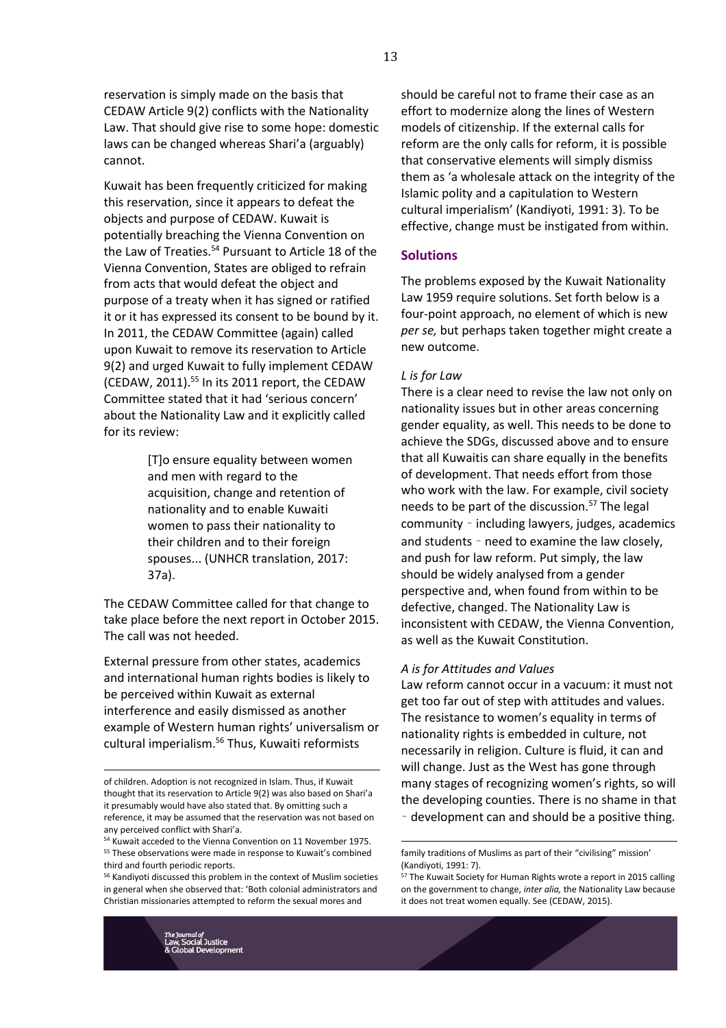reservation is simply made on the basis that CEDAW Article 9(2) conflicts with the Nationality Law. That should give rise to some hope: domestic laws can be changed whereas Shari'a (arguably) cannot.

Kuwait has been frequently criticized for making this reservation, since it appears to defeat the objects and purpose of CEDAW. Kuwait is potentially breaching the Vienna Convention on the Law of Treaties.[54] Pursuant to Article 18 of the Vienna Convention, States are obliged to refrain from acts that would defeat the object and purpose of a treaty when it has signed or ratified it or it has expressed its consent to be bound by it. In 2011, the CEDAW Committee (again) called upon Kuwait to remove its reservation to Article 9(2) and urged Kuwait to fully implement CEDAW (CEDAW, 2011).[55] In its 2011 report, the CEDAW Committee stated that it had 'serious concern' about the Nationality Law and it explicitly called for its review:

> [T]o ensure equality between women and men with regard to the acquisition, change and retention of nationality and to enable Kuwaiti women to pass their nationality to their children and to their foreign spouses... (UNHCR translation, 2017: 37a).

The CEDAW Committee called for that change to take place before the next report in October 2015. The call was not heeded.

External pressure from other states, academics and international human rights bodies is likely to be perceived within Kuwait as external interference and easily dismissed as another example of Western human rights' universalism or cultural imperialism.[56] Thus, Kuwaiti reformists should be careful not to frame their case as an effort to modernize along the lines of Western models of citizenship. If the external calls for reform are the only calls for reform, it is possible that conservative elements will simply dismiss them as 'a wholesale attack on the integrity of the Islamic polity and a capitulation to Western cultural imperialism' (Kandiyoti, 1991: 3). To be effective, change must be instigated from within.

## Solutions

The problems exposed by the Kuwait Nationality Law 1959 require solutions. Set forth below is a four-point approach, no element of which is new *per se,* but perhaps taken together might create a new outcome.

### *L is for Law*

There is a clear need to revise the law not only on nationality issues but in other areas concerning gender equality, as well. This needs to be done to achieve the SDGs, discussed above and to ensure that all Kuwaitis can share equally in the benefits of development. That needs effort from those who work with the law. For example, civil society needs to be part of the discussion.[57] The legal community – including lawyers, judges, academics and students – need to examine the law closely, and push for law reform. Put simply, the law should be widely analysed from a gender perspective and, when found from within to be defective, changed. The Nationality Law is inconsistent with CEDAW, the Vienna Convention, as well as the Kuwait Constitution.

### *A is for Attitudes and Values*

Law reform cannot occur in a vacuum: it must not get too far out of step with attitudes and values. The resistance to women's equality in terms of nationality rights is embedded in culture, not necessarily in religion. Culture is fluid, it can and will change. Just as the West has gone through many stages of recognizing women's rights, so will the developing counties. There is no shame in that – development can and should be a positive thing.

---

of children. Adoption is not recognized in Islam. Thus, if Kuwait thought that its reservation to Article 9(2) was also based on Shari'a it presumably would have also stated that. By omitting such a reference, it may be assumed that the reservation was not based on any perceived conflict with Shari'a.

[54] Kuwait acceded to the Vienna Convention on 11 November 1975.

[55] These observations were made in response to Kuwait's combined third and fourth periodic reports.

[56] Kandiyoti discussed this problem in the context of Muslim societies in general when she observed that: 'Both colonial administrators and Christian missionaries attempted to reform the sexual mores and family traditions of Muslims as part of their "civilising" mission' (Kandiyoti, 1991: 7).

[57] The Kuwait Society for Human Rights wrote a report in 2015 calling on the government to change, *inter alia,* the Nationality Law because it does not treat women equally. See (CEDAW, 2015).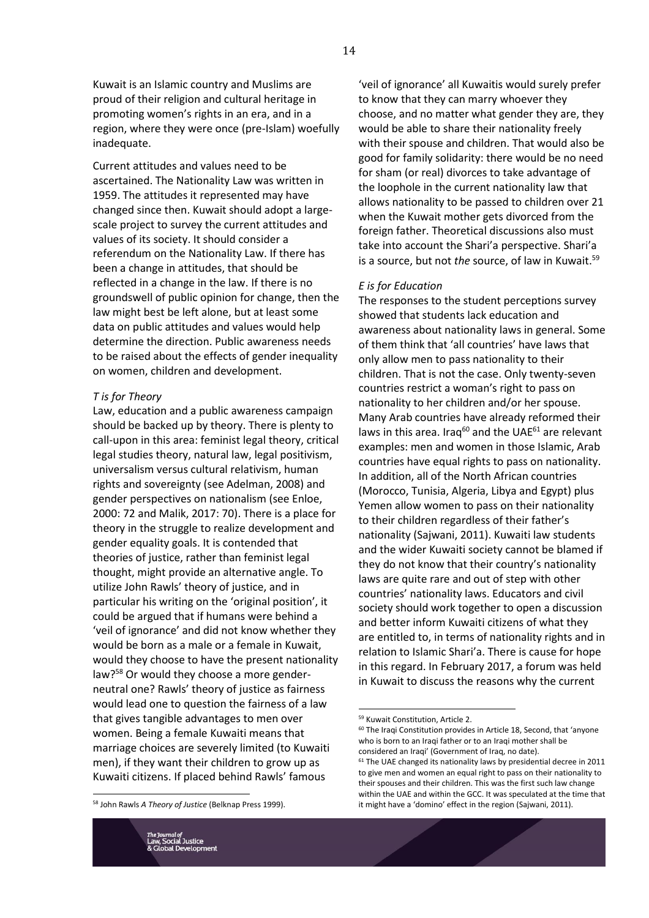Kuwait is an Islamic country and Muslims are proud of their religion and cultural heritage in promoting women's rights in an era, and in a region, where they were once (pre-Islam) woefully inadequate.

Current attitudes and values need to be ascertained. The Nationality Law was written in 1959. The attitudes it represented may have changed since then. Kuwait should adopt a large-scale project to survey the current attitudes and values of its society. It should consider a referendum on the Nationality Law. If there has been a change in attitudes, that should be reflected in a change in the law. If there is no groundswell of public opinion for change, then the law might best be left alone, but at least some data on public attitudes and values would help determine the direction. Public awareness needs to be raised about the effects of gender inequality on women, children and development.

*T is for Theory*

Law, education and a public awareness campaign should be backed up by theory. There is plenty to call-upon in this area: feminist legal theory, critical legal studies theory, natural law, legal positivism, universalism versus cultural relativism, human rights and sovereignty (see Adelman, 2008) and gender perspectives on nationalism (see Enloe, 2000: 72 and Malik, 2017: 70). There is a place for theory in the struggle to realize development and gender equality goals. It is contended that theories of justice, rather than feminist legal thought, might provide an alternative angle. To utilize John Rawls' theory of justice, and in particular his writing on the 'original position', it could be argued that if humans were behind a 'veil of ignorance' and did not know whether they would be born as a male or a female in Kuwait, would they choose to have the present nationality law?[58] Or would they choose a more gender-neutral one? Rawls' theory of justice as fairness would lead one to question the fairness of a law that gives tangible advantages to men over women. Being a female Kuwaiti means that marriage choices are severely limited (to Kuwaiti men), if they want their children to grow up as Kuwaiti citizens. If placed behind Rawls' famous 'veil of ignorance' all Kuwaitis would surely prefer to know that they can marry whoever they choose, and no matter what gender they are, they would be able to share their nationality freely with their spouse and children. That would also be good for family solidarity: there would be no need for sham (or real) divorces to take advantage of the loophole in the current nationality law that allows nationality to be passed to children over 21 when the Kuwait mother gets divorced from the foreign father. Theoretical discussions also must take into account the Shari'a perspective. Shari'a is a source, but not *the* source, of law in Kuwait.[59]

*E is for Education*

The responses to the student perceptions survey showed that students lack education and awareness about nationality laws in general. Some of them think that 'all countries' have laws that only allow men to pass nationality to their children. That is not the case. Only twenty-seven countries restrict a woman's right to pass on nationality to her children and/or her spouse. Many Arab countries have already reformed their laws in this area. Iraq[60] and the UAE[61] are relevant examples: men and women in those Islamic, Arab countries have equal rights to pass on nationality. In addition, all of the North African countries (Morocco, Tunisia, Algeria, Libya and Egypt) plus Yemen allow women to pass on their nationality to their children regardless of their father's nationality (Sajwani, 2011). Kuwaiti law students and the wider Kuwaiti society cannot be blamed if they do not know that their country's nationality laws are quite rare and out of step with other countries' nationality laws. Educators and civil society should work together to open a discussion and better inform Kuwaiti citizens of what they are entitled to, in terms of nationality rights and in relation to Islamic Shari'a. There is cause for hope in this regard. In February 2017, a forum was held in Kuwait to discuss the reasons why the current

---

[58] John Rawls *A Theory of Justice* (Belknap Press 1999).

[59] Kuwait Constitution, Article 2.

[60] The Iraqi Constitution provides in Article 18, Second, that 'anyone who is born to an Iraqi father or to an Iraqi mother shall be considered an Iraqi' (Government of Iraq, no date).

[61] The UAE changed its nationality laws by presidential decree in 2011 to give men and women an equal right to pass on their nationality to their spouses and their children. This was the first such law change within the UAE and within the GCC. It was speculated at the time that it might have a 'domino' effect in the region (Sajwani, 2011).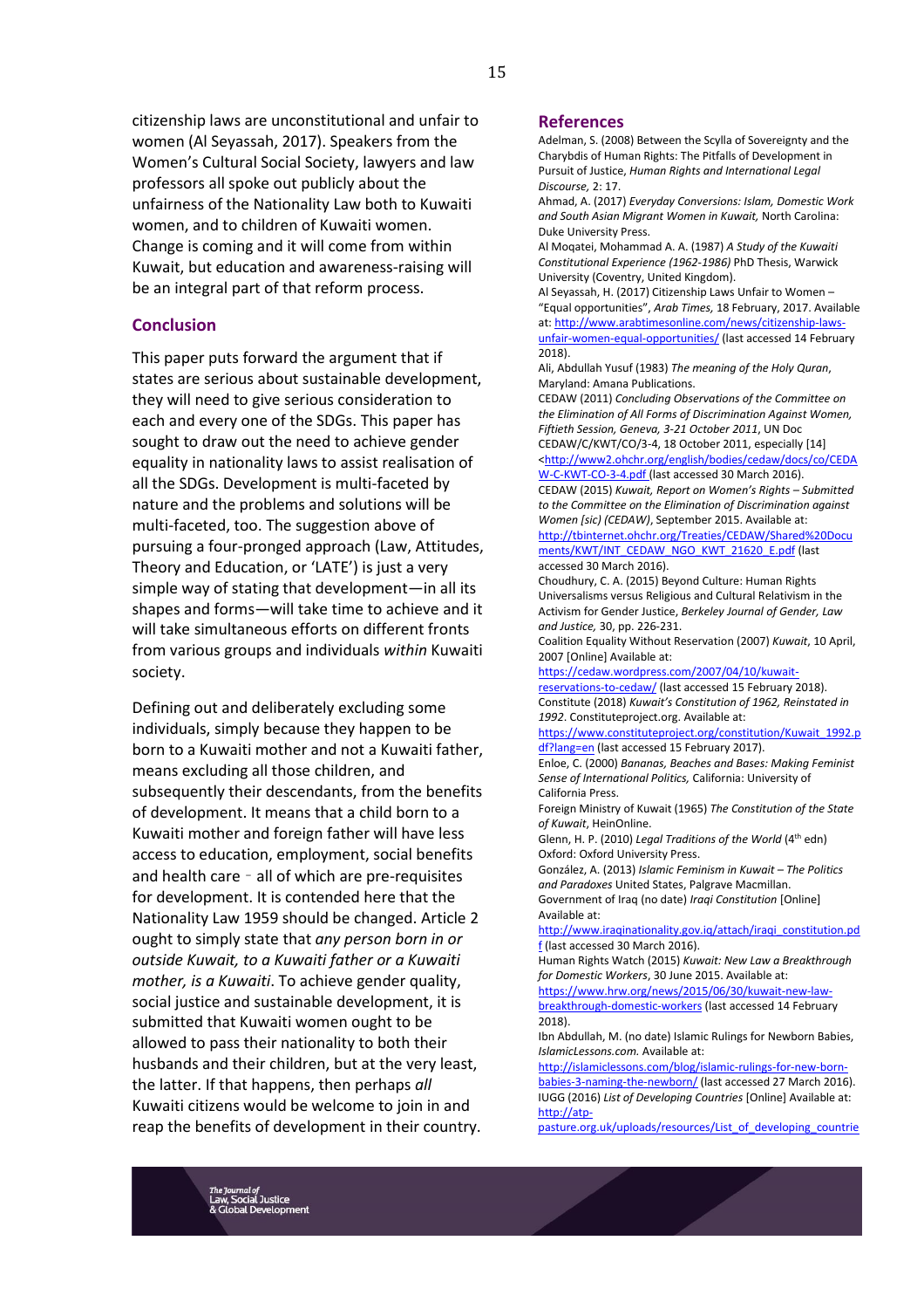citizenship laws are unconstitutional and unfair to women (Al Seyassah, 2017). Speakers from the Women's Cultural Social Society, lawyers and law professors all spoke out publicly about the unfairness of the Nationality Law both to Kuwaiti women, and to children of Kuwaiti women. Change is coming and it will come from within Kuwait, but education and awareness-raising will be an integral part of that reform process.

## Conclusion

This paper puts forward the argument that if states are serious about sustainable development, they will need to give serious consideration to each and every one of the SDGs. This paper has sought to draw out the need to achieve gender equality in nationality laws to assist realisation of all the SDGs. Development is multi-faceted by nature and the problems and solutions will be multi-faceted, too. The suggestion above of pursuing a four-pronged approach (Law, Attitudes, Theory and Education, or 'LATE') is just a very simple way of stating that development—in all its shapes and forms—will take time to achieve and it will take simultaneous efforts on different fronts from various groups and individuals *within* Kuwaiti society.

Defining out and deliberately excluding some individuals, simply because they happen to be born to a Kuwaiti mother and not a Kuwaiti father, means excluding all those children, and subsequently their descendants, from the benefits of development. It means that a child born to a Kuwaiti mother and foreign father will have less access to education, employment, social benefits and health care – all of which are pre-requisites for development. It is contended here that the Nationality Law 1959 should be changed. Article 2 ought to simply state that *any person born in or outside Kuwait, to a Kuwaiti father or a Kuwaiti mother, is a Kuwaiti*. To achieve gender quality, social justice and sustainable development, it is submitted that Kuwaiti women ought to be allowed to pass their nationality to both their husbands and their children, but at the very least, the latter. If that happens, then perhaps *all* Kuwaiti citizens would be welcome to join in and reap the benefits of development in their country.

## References

Adelman, S. (2008) Between the Scylla of Sovereignty and the Charybdis of Human Rights: The Pitfalls of Development in Pursuit of Justice, *Human Rights and International Legal Discourse,* 2: 17.

Ahmad, A. (2017) *Everyday Conversions: Islam, Domestic Work and South Asian Migrant Women in Kuwait,* North Carolina: Duke University Press.

Al Moqatei, Mohammad A. A. (1987) *A Study of the Kuwaiti Constitutional Experience (1962-1986)* PhD Thesis, Warwick University (Coventry, United Kingdom).

Al Seyassah, H. (2017) Citizenship Laws Unfair to Women – "Equal opportunities", *Arab Times,* 18 February, 2017. Available at: http://www.arabtimesonline.com/news/citizenship-laws-unfair-women-equal-opportunities/ (last accessed 14 February 2018).

Ali, Abdullah Yusuf (1983) *The meaning of the Holy Quran*, Maryland: Amana Publications.

CEDAW (2011) *Concluding Observations of the Committee on the Elimination of All Forms of Discrimination Against Women, Fiftieth Session, Geneva, 3-21 October 2011*, UN Doc CEDAW/C/KWT/CO/3-4, 18 October 2011, especially [14] <http://www2.ohchr.org/english/bodies/cedaw/docs/co/CEDAW-C-KWT-CO-3-4.pdf (last accessed 30 March 2016).

CEDAW (2015) *Kuwait, Report on Women's Rights – Submitted to the Committee on the Elimination of Discrimination against Women [sic] (CEDAW)*, September 2015. Available at: http://tbinternet.ohchr.org/Treaties/CEDAW/Shared%20Documents/KWT/INT_CEDAW_NGO_KWT_21620_E.pdf (last accessed 30 March 2016).

Choudhury, C. A. (2015) Beyond Culture: Human Rights Universalisms versus Religious and Cultural Relativism in the Activism for Gender Justice, *Berkeley Journal of Gender, Law and Justice,* 30, pp. 226-231.

Coalition Equality Without Reservation (2007) *Kuwait*, 10 April, 2007 [Online] Available at: https://cedaw.wordpress.com/2007/04/10/kuwait-reservations-to-cedaw/ (last accessed 15 February 2018).

Constitute (2018) *Kuwait's Constitution of 1962, Reinstated in 1992*. Constituteproject.org. Available at: https://www.constituteproject.org/constitution/Kuwait_1992.pdf?lang=en (last accessed 15 February 2017).

Enloe, C. (2000) *Bananas, Beaches and Bases: Making Feminist Sense of International Politics,* California: University of California Press.

Foreign Ministry of Kuwait (1965) *The Constitution of the State of Kuwait*, HeinOnline.

Glenn, H. P. (2010) *Legal Traditions of the World* (4th edn) Oxford: Oxford University Press.

González, A. (2013) *Islamic Feminism in Kuwait – The Politics and Paradoxes* United States, Palgrave Macmillan.

Government of Iraq (no date) *Iraqi Constitution* [Online] Available at: http://www.iraqinationality.gov.iq/attach/iraqi_constitution.pdf (last accessed 30 March 2016).

Human Rights Watch (2015) *Kuwait: New Law a Breakthrough for Domestic Workers*, 30 June 2015. Available at: https://www.hrw.org/news/2015/06/30/kuwait-new-law-breakthrough-domestic-workers (last accessed 14 February 2018).

Ibn Abdullah, M. (no date) Islamic Rulings for Newborn Babies, *IslamicLessons.com.* Available at: http://islamiclessons.com/blog/islamic-rulings-for-new-born-babies-3-naming-the-newborn/ (last accessed 27 March 2016).

IUGG (2016) *List of Developing Countries* [Online] Available at: http://atp-pasture.org.uk/uploads/resources/List_of_developing_countrie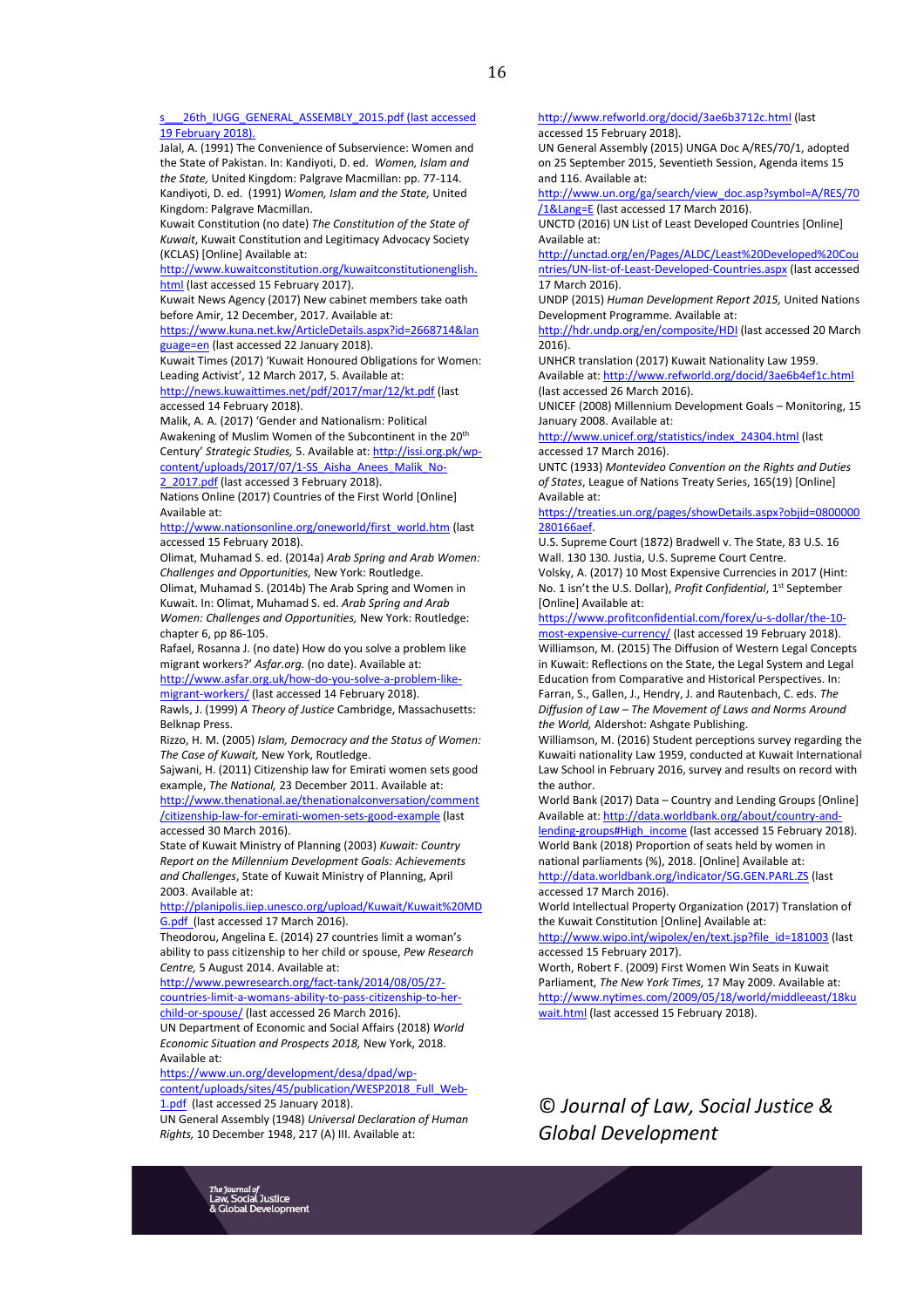s___26th_IUGG_GENERAL_ASSEMBLY_2015.pdf (last accessed 19 February 2018).

Jalal, A. (1991) The Convenience of Subservience: Women and the State of Pakistan. In: Kandiyoti, D. ed. *Women, Islam and the State,* United Kingdom: Palgrave Macmillan: pp. 77-114.

Kandiyoti, D. ed. (1991) *Women, Islam and the State,* United Kingdom: Palgrave Macmillan.

Kuwait Constitution (no date) *The Constitution of the State of Kuwait*, Kuwait Constitution and Legitimacy Advocacy Society (KCLAS) [Online] Available at: http://www.kuwaitconstitution.org/kuwaitconstitutionenglish.html (last accessed 15 February 2017).

Kuwait News Agency (2017) New cabinet members take oath before Amir, 12 December, 2017. Available at: https://www.kuna.net.kw/ArticleDetails.aspx?id=2668714&language=en (last accessed 22 January 2018).

Kuwait Times (2017) 'Kuwait Honoured Obligations for Women: Leading Activist', 12 March 2017, 5. Available at: http://news.kuwaittimes.net/pdf/2017/mar/12/kt.pdf (last accessed 14 February 2018).

Malik, A. A. (2017) 'Gender and Nationalism: Political Awakening of Muslim Women of the Subcontinent in the 20th Century' *Strategic Studies,* 5. Available at: http://issi.org.pk/wp-content/uploads/2017/07/1-SS_Aisha_Anees_Malik_No-2_2017.pdf (last accessed 3 February 2018).

Nations Online (2017) Countries of the First World [Online] Available at: http://www.nationsonline.org/oneworld/first_world.htm (last accessed 15 February 2018).

Olimat, Muhamad S. ed. (2014a) *Arab Spring and Arab Women: Challenges and Opportunities,* New York: Routledge.

Olimat, Muhamad S. (2014b) The Arab Spring and Women in Kuwait. In: Olimat, Muhamad S. ed. *Arab Spring and Arab Women: Challenges and Opportunities,* New York: Routledge: chapter 6, pp 86-105.

Rafael, Rosanna J. (no date) How do you solve a problem like migrant workers? *Asfar.org.* (no date). Available at: http://www.asfar.org.uk/how-do-you-solve-a-problem-like-migrant-workers/ (last accessed 14 February 2018).

Rawls, J. (1999) *A Theory of Justice* Cambridge, Massachusetts: Belknap Press.

Rizzo, H. M. (2005) *Islam, Democracy and the Status of Women: The Case of Kuwait,* New York, Routledge.

Sajwani, H. (2011) Citizenship law for Emirati women sets good example, *The National,* 23 December 2011. Available at: http://www.thenational.ae/thenationalconversation/comment/citizenship-law-for-emirati-women-sets-good-example (last accessed 30 March 2016).

State of Kuwait Ministry of Planning (2003) *Kuwait: Country Report on the Millennium Development Goals: Achievements and Challenges*, State of Kuwait Ministry of Planning, April 2003. Available at: http://planipolis.iiep.unesco.org/upload/Kuwait/Kuwait%20MDG.pdf (last accessed 17 March 2016).

Theodorou, Angelina E. (2014) 27 countries limit a woman's ability to pass citizenship to her child or spouse, *Pew Research Centre,* 5 August 2014. Available at: http://www.pewresearch.org/fact-tank/2014/08/05/27-countries-limit-a-womans-ability-to-pass-citizenship-to-her-child-or-spouse/ (last accessed 26 March 2016).

UN Department of Economic and Social Affairs (2018) *World Economic Situation and Prospects 2018,* New York, 2018. Available at: https://www.un.org/development/desa/dpad/wp-content/uploads/sites/45/publication/WESP2018_Full_Web-1.pdf (last accessed 25 January 2018).

UN General Assembly (1948) *Universal Declaration of Human Rights,* 10 December 1948, 217 (A) III. Available at: http://www.refworld.org/docid/3ae6b3712c.html (last accessed 15 February 2018).

UN General Assembly (2015) UNGA Doc A/RES/70/1, adopted on 25 September 2015, Seventieth Session, Agenda items 15 and 116. Available at: http://www.un.org/ga/search/view_doc.asp?symbol=A/RES/70/1&Lang=E (last accessed 17 March 2016).

UNCTD (2016) UN List of Least Developed Countries [Online] Available at: http://unctad.org/en/Pages/ALDC/Least%20Developed%20Countries/UN-list-of-Least-Developed-Countries.aspx (last accessed 17 March 2016).

UNDP (2015) *Human Development Report 2015,* United Nations Development Programme. Available at: http://hdr.undp.org/en/composite/HDI (last accessed 20 March 2016).

UNHCR translation (2017) Kuwait Nationality Law 1959. Available at: http://www.refworld.org/docid/3ae6b4ef1c.html (last accessed 26 March 2016).

UNICEF (2008) Millennium Development Goals – Monitoring, 15 January 2008. Available at: http://www.unicef.org/statistics/index_24304.html (last accessed 17 March 2016).

UNTC (1933) *Montevideo Convention on the Rights and Duties of States*, League of Nations Treaty Series, 165(19) [Online] Available at: https://treaties.un.org/pages/showDetails.aspx?objid=0800000280166aef.

U.S. Supreme Court (1872) Bradwell v. The State, 83 U.S. 16 Wall. 130 130. Justia, U.S. Supreme Court Centre.

Volsky, A. (2017) 10 Most Expensive Currencies in 2017 (Hint: No. 1 isn't the U.S. Dollar), *Profit Confidential*, 1st September [Online] Available at: https://www.profitconfidential.com/forex/u-s-dollar/the-10-most-expensive-currency/ (last accessed 19 February 2018).

Williamson, M. (2015) The Diffusion of Western Legal Concepts in Kuwait: Reflections on the State, the Legal System and Legal Education from Comparative and Historical Perspectives. In: Farran, S., Gallen, J., Hendry, J. and Rautenbach, C. eds. *The Diffusion of Law – The Movement of Laws and Norms Around the World,* Aldershot: Ashgate Publishing.

Williamson, M. (2016) Student perceptions survey regarding the Kuwaiti nationality law 1959, conducted at Kuwait International Law School in February 2016, survey and results on record with the author.

World Bank (2017) Data – Country and Lending Groups [Online] Available at: http://data.worldbank.org/about/country-and-lending-groups#High_income (last accessed 15 February 2018).

World Bank (2018) Proportion of seats held by women in national parliaments (%), 2018. [Online] Available at: http://data.worldbank.org/indicator/SG.GEN.PARL.ZS (last accessed 17 March 2016).

World Intellectual Property Organization (2017) Translation of the Kuwait Constitution [Online] Available at: http://www.wipo.int/wipolex/en/text.jsp?file_id=181003 (last accessed 15 February 2017).

Worth, Robert F. (2009) First Women Win Seats in Kuwait Parliament, *The New York Times,* 17 May 2009. Available at: http://www.nytimes.com/2009/05/18/world/middleeast/18kuwait.html (last accessed 15 February 2018).

*© Journal of Law, Social Justice & Global Development*